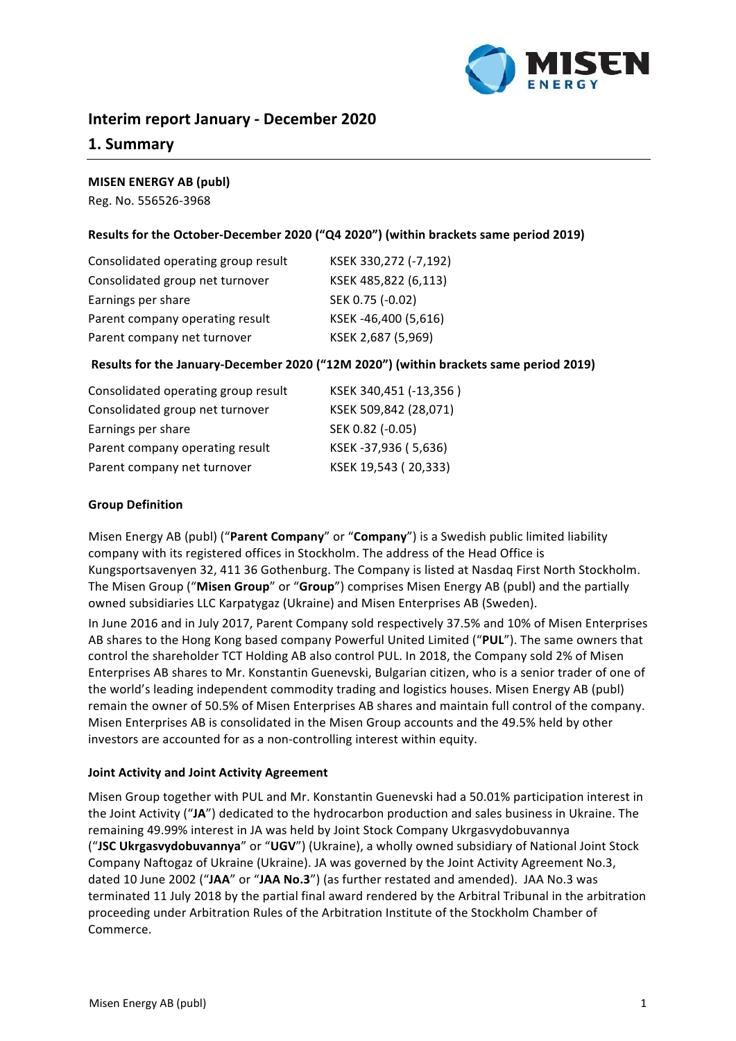# Interim report January - December 2020

## 1. Summary

**MISEN ENERGY AB (publ)**
Reg. No. 556526-3968

**Results for the October-December 2020 ("Q4 2020") (within brackets same period 2019)**

| | |
|---|---|
| Consolidated operating group result | KSEK 330,272 (-7,192) |
| Consolidated group net turnover | KSEK 485,822 (6,113) |
| Earnings per share | SEK 0.75 (-0.02) |
| Parent company operating result | KSEK -46,400 (5,616) |
| Parent company net turnover | KSEK 2,687 (5,969) |

**Results for the January-December 2020 ("12M 2020") (within brackets same period 2019)**

| | |
|---|---|
| Consolidated operating group result | KSEK 340,451 (-13,356 ) |
| Consolidated group net turnover | KSEK 509,842 (28,071) |
| Earnings per share | SEK 0.82 (-0.05) |
| Parent company operating result | KSEK -37,936 ( 5,636) |
| Parent company net turnover | KSEK 19,543 ( 20,333) |

**Group Definition**

Misen Energy AB (publ) ("**Parent Company**" or "**Company**") is a Swedish public limited liability company with its registered offices in Stockholm. The address of the Head Office is Kungsportsavenyen 32, 411 36 Gothenburg. The Company is listed at Nasdaq First North Stockholm. The Misen Group ("**Misen Group**" or "**Group**") comprises Misen Energy AB (publ) and the partially owned subsidiaries LLC Karpatygaz (Ukraine) and Misen Enterprises AB (Sweden).

In June 2016 and in July 2017, Parent Company sold respectively 37.5% and 10% of Misen Enterprises AB shares to the Hong Kong based company Powerful United Limited ("**PUL**"). The same owners that control the shareholder TCT Holding AB also control PUL. In 2018, the Company sold 2% of Misen Enterprises AB shares to Mr. Konstantin Guenevski, Bulgarian citizen, who is a senior trader of one of the world's leading independent commodity trading and logistics houses. Misen Energy AB (publ) remain the owner of 50.5% of Misen Enterprises AB shares and maintain full control of the company. Misen Enterprises AB is consolidated in the Misen Group accounts and the 49.5% held by other investors are accounted for as a non-controlling interest within equity.

**Joint Activity and Joint Activity Agreement**

Misen Group together with PUL and Mr. Konstantin Guenevski had a 50.01% participation interest in the Joint Activity ("**JA**") dedicated to the hydrocarbon production and sales business in Ukraine. The remaining 49.99% interest in JA was held by Joint Stock Company Ukrgasvydobuvannya ("**JSC Ukrgasvydobuvannya**" or "**UGV**") (Ukraine), a wholly owned subsidiary of National Joint Stock Company Naftogaz of Ukraine (Ukraine). JA was governed by the Joint Activity Agreement No.3, dated 10 June 2002 ("**JAA**" or "**JAA No.3**") (as further restated and amended). JAA No.3 was terminated 11 July 2018 by the partial final award rendered by the Arbitral Tribunal in the arbitration proceeding under Arbitration Rules of the Arbitration Institute of the Stockholm Chamber of Commerce.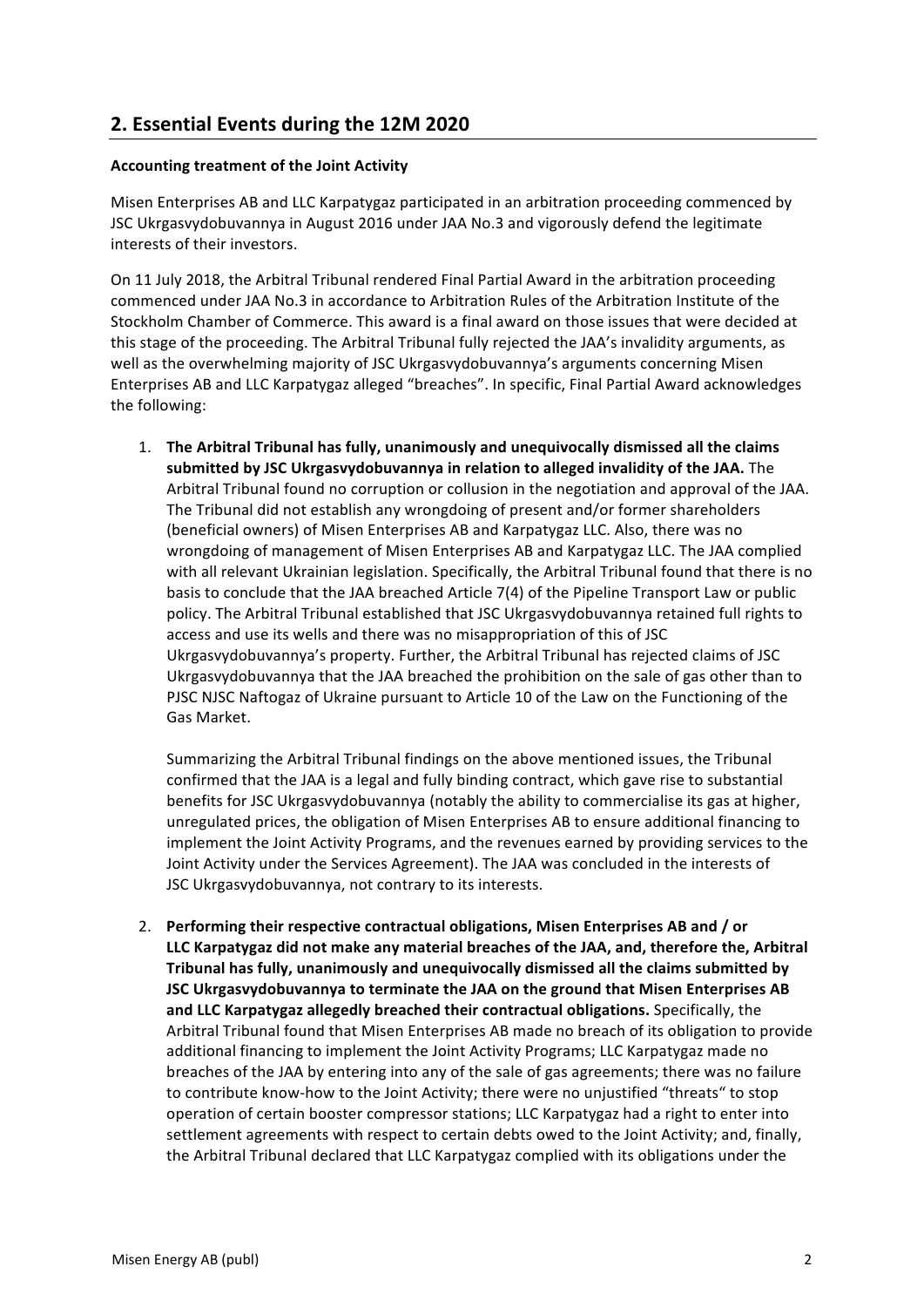## 2. Essential Events during the 12M 2020

**Accounting treatment of the Joint Activity**

Misen Enterprises AB and LLC Karpatygaz participated in an arbitration proceeding commenced by JSC Ukrgasvydobuvannya in August 2016 under JAA No.3 and vigorously defend the legitimate interests of their investors.

On 11 July 2018, the Arbitral Tribunal rendered Final Partial Award in the arbitration proceeding commenced under JAA No.3 in accordance to Arbitration Rules of the Arbitration Institute of the Stockholm Chamber of Commerce. This award is a final award on those issues that were decided at this stage of the proceeding. The Arbitral Tribunal fully rejected the JAA's invalidity arguments, as well as the overwhelming majority of JSC Ukrgasvydobuvannya's arguments concerning Misen Enterprises AB and LLC Karpatygaz alleged "breaches". In specific, Final Partial Award acknowledges the following:

1. **The Arbitral Tribunal has fully, unanimously and unequivocally dismissed all the claims submitted by JSC Ukrgasvydobuvannya in relation to alleged invalidity of the JAA.** The Arbitral Tribunal found no corruption or collusion in the negotiation and approval of the JAA. The Tribunal did not establish any wrongdoing of present and/or former shareholders (beneficial owners) of Misen Enterprises AB and Karpatygaz LLC. Also, there was no wrongdoing of management of Misen Enterprises AB and Karpatygaz LLC. The JAA complied with all relevant Ukrainian legislation. Specifically, the Arbitral Tribunal found that there is no basis to conclude that the JAA breached Article 7(4) of the Pipeline Transport Law or public policy. The Arbitral Tribunal established that JSC Ukrgasvydobuvannya retained full rights to access and use its wells and there was no misappropriation of this of JSC Ukrgasvydobuvannya's property. Further, the Arbitral Tribunal has rejected claims of JSC Ukrgasvydobuvannya that the JAA breached the prohibition on the sale of gas other than to PJSC NJSC Naftogaz of Ukraine pursuant to Article 10 of the Law on the Functioning of the Gas Market.

   Summarizing the Arbitral Tribunal findings on the above mentioned issues, the Tribunal confirmed that the JAA is a legal and fully binding contract, which gave rise to substantial benefits for JSC Ukrgasvydobuvannya (notably the ability to commercialise its gas at higher, unregulated prices, the obligation of Misen Enterprises AB to ensure additional financing to implement the Joint Activity Programs, and the revenues earned by providing services to the Joint Activity under the Services Agreement). The JAA was concluded in the interests of JSC Ukrgasvydobuvannya, not contrary to its interests.

2. **Performing their respective contractual obligations, Misen Enterprises AB and / or LLC Karpatygaz did not make any material breaches of the JAA, and, therefore the, Arbitral Tribunal has fully, unanimously and unequivocally dismissed all the claims submitted by JSC Ukrgasvydobuvannya to terminate the JAA on the ground that Misen Enterprises AB and LLC Karpatygaz allegedly breached their contractual obligations.** Specifically, the Arbitral Tribunal found that Misen Enterprises AB made no breach of its obligation to provide additional financing to implement the Joint Activity Programs; LLC Karpatygaz made no breaches of the JAA by entering into any of the sale of gas agreements; there was no failure to contribute know-how to the Joint Activity; there were no unjustified "threats" to stop operation of certain booster compressor stations; LLC Karpatygaz had a right to enter into settlement agreements with respect to certain debts owed to the Joint Activity; and, finally, the Arbitral Tribunal declared that LLC Karpatygaz complied with its obligations under the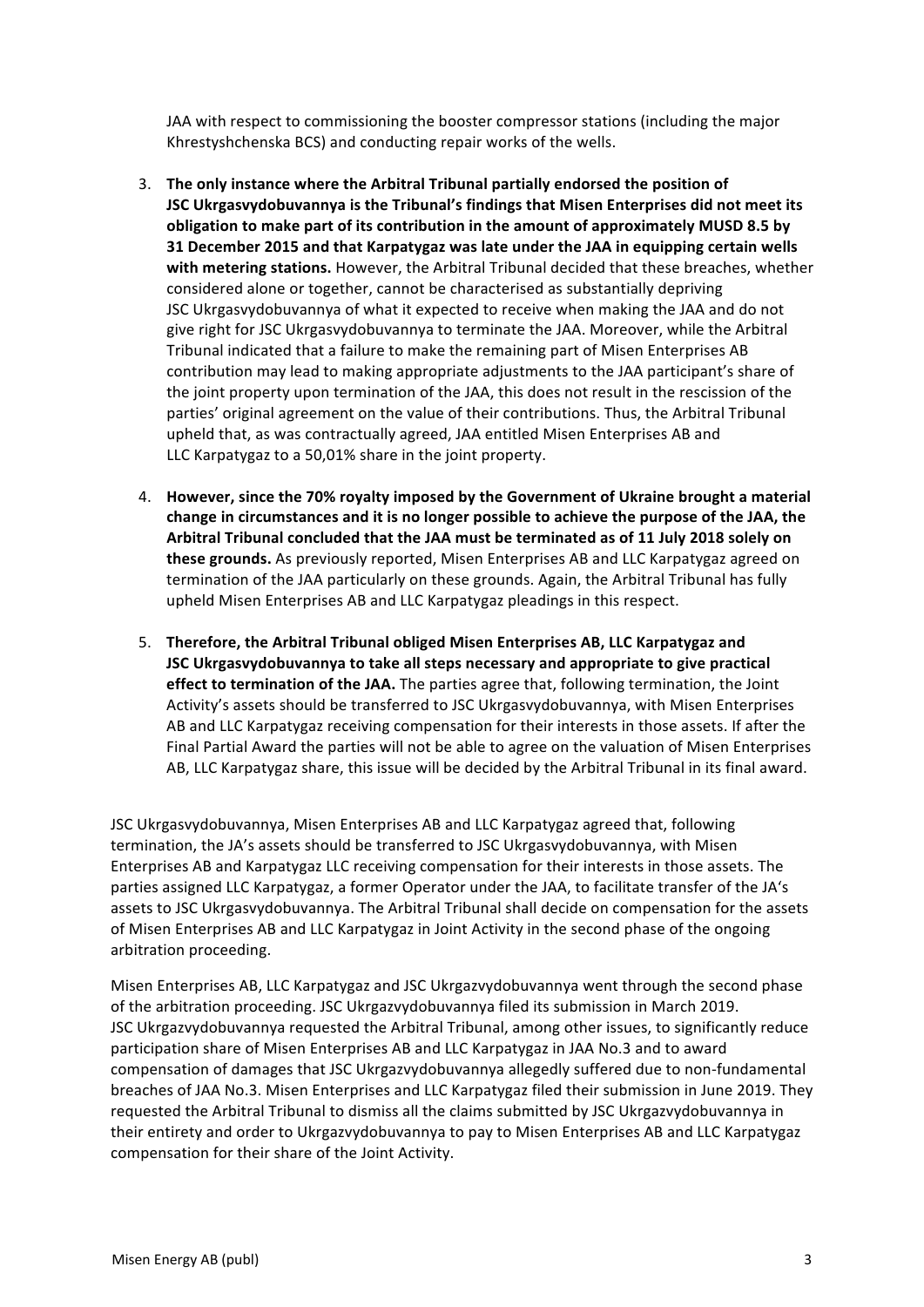JAA with respect to commissioning the booster compressor stations (including the major Khrestyshchenska BCS) and conducting repair works of the wells.

3. **The only instance where the Arbitral Tribunal partially endorsed the position of JSC Ukrgasvydobuvannya is the Tribunal's findings that Misen Enterprises did not meet its obligation to make part of its contribution in the amount of approximately MUSD 8.5 by 31 December 2015 and that Karpatygaz was late under the JAA in equipping certain wells with metering stations.** However, the Arbitral Tribunal decided that these breaches, whether considered alone or together, cannot be characterised as substantially depriving JSC Ukrgasvydobuvannya of what it expected to receive when making the JAA and do not give right for JSC Ukrgasvydobuvannya to terminate the JAA. Moreover, while the Arbitral Tribunal indicated that a failure to make the remaining part of Misen Enterprises AB contribution may lead to making appropriate adjustments to the JAA participant's share of the joint property upon termination of the JAA, this does not result in the rescission of the parties' original agreement on the value of their contributions. Thus, the Arbitral Tribunal upheld that, as was contractually agreed, JAA entitled Misen Enterprises AB and LLC Karpatygaz to a 50,01% share in the joint property.

4. **However, since the 70% royalty imposed by the Government of Ukraine brought a material change in circumstances and it is no longer possible to achieve the purpose of the JAA, the Arbitral Tribunal concluded that the JAA must be terminated as of 11 July 2018 solely on these grounds.** As previously reported, Misen Enterprises AB and LLC Karpatygaz agreed on termination of the JAA particularly on these grounds. Again, the Arbitral Tribunal has fully upheld Misen Enterprises AB and LLC Karpatygaz pleadings in this respect.

5. **Therefore, the Arbitral Tribunal obliged Misen Enterprises AB, LLC Karpatygaz and JSC Ukrgasvydobuvannya to take all steps necessary and appropriate to give practical effect to termination of the JAA.** The parties agree that, following termination, the Joint Activity's assets should be transferred to JSC Ukrgasvydobuvannya, with Misen Enterprises AB and LLC Karpatygaz receiving compensation for their interests in those assets. If after the Final Partial Award the parties will not be able to agree on the valuation of Misen Enterprises AB, LLC Karpatygaz share, this issue will be decided by the Arbitral Tribunal in its final award.

JSC Ukrgasvydobuvannya, Misen Enterprises AB and LLC Karpatygaz agreed that, following termination, the JA's assets should be transferred to JSC Ukrgasvydobuvannya, with Misen Enterprises AB and Karpatygaz LLC receiving compensation for their interests in those assets. The parties assigned LLC Karpatygaz, a former Operator under the JAA, to facilitate transfer of the JA's assets to JSC Ukrgasvydobuvannya. The Arbitral Tribunal shall decide on compensation for the assets of Misen Enterprises AB and LLC Karpatygaz in Joint Activity in the second phase of the ongoing arbitration proceeding.

Misen Enterprises AB, LLC Karpatygaz and JSC Ukrgazvydobuvannya went through the second phase of the arbitration proceeding. JSC Ukrgazvydobuvannya filed its submission in March 2019. JSC Ukrgazvydobuvannya requested the Arbitral Tribunal, among other issues, to significantly reduce participation share of Misen Enterprises AB and LLC Karpatygaz in JAA No.3 and to award compensation of damages that JSC Ukrgazvydobuvannya allegedly suffered due to non-fundamental breaches of JAA No.3. Misen Enterprises and LLC Karpatygaz filed their submission in June 2019. They requested the Arbitral Tribunal to dismiss all the claims submitted by JSC Ukrgazvydobuvannya in their entirety and order to Ukrgazvydobuvannya to pay to Misen Enterprises AB and LLC Karpatygaz compensation for their share of the Joint Activity.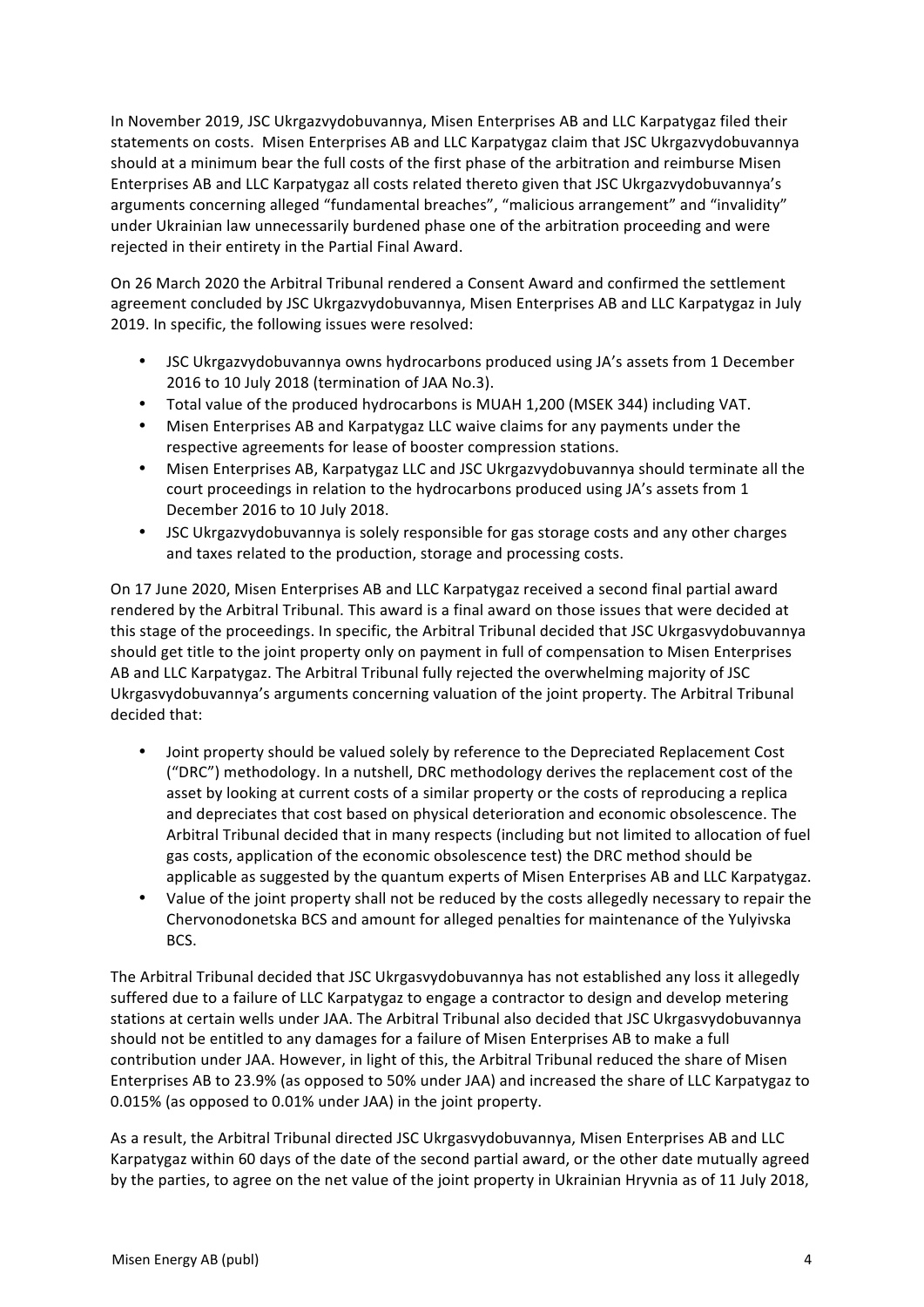In November 2019, JSC Ukrgazvydobuvannya, Misen Enterprises AB and LLC Karpatygaz filed their statements on costs. Misen Enterprises AB and LLC Karpatygaz claim that JSC Ukrgazvydobuvannya should at a minimum bear the full costs of the first phase of the arbitration and reimburse Misen Enterprises AB and LLC Karpatygaz all costs related thereto given that JSC Ukrgazvydobuvannya's arguments concerning alleged "fundamental breaches", "malicious arrangement" and "invalidity" under Ukrainian law unnecessarily burdened phase one of the arbitration proceeding and were rejected in their entirety in the Partial Final Award.

On 26 March 2020 the Arbitral Tribunal rendered a Consent Award and confirmed the settlement agreement concluded by JSC Ukrgazvydobuvannya, Misen Enterprises AB and LLC Karpatygaz in July 2019. In specific, the following issues were resolved:

- JSC Ukrgazvydobuvannya owns hydrocarbons produced using JA's assets from 1 December 2016 to 10 July 2018 (termination of JAA No.3).
- Total value of the produced hydrocarbons is MUAH 1,200 (MSEK 344) including VAT.
- Misen Enterprises AB and Karpatygaz LLC waive claims for any payments under the respective agreements for lease of booster compression stations.
- Misen Enterprises AB, Karpatygaz LLC and JSC Ukrgazvydobuvannya should terminate all the court proceedings in relation to the hydrocarbons produced using JA's assets from 1 December 2016 to 10 July 2018.
- JSC Ukrgazvydobuvannya is solely responsible for gas storage costs and any other charges and taxes related to the production, storage and processing costs.

On 17 June 2020, Misen Enterprises AB and LLC Karpatygaz received a second final partial award rendered by the Arbitral Tribunal. This award is a final award on those issues that were decided at this stage of the proceedings. In specific, the Arbitral Tribunal decided that JSC Ukrgasvydobuvannya should get title to the joint property only on payment in full of compensation to Misen Enterprises AB and LLC Karpatygaz. The Arbitral Tribunal fully rejected the overwhelming majority of JSC Ukrgasvydobuvannya's arguments concerning valuation of the joint property. The Arbitral Tribunal decided that:

- Joint property should be valued solely by reference to the Depreciated Replacement Cost ("DRC") methodology. In a nutshell, DRC methodology derives the replacement cost of the asset by looking at current costs of a similar property or the costs of reproducing a replica and depreciates that cost based on physical deterioration and economic obsolescence. The Arbitral Tribunal decided that in many respects (including but not limited to allocation of fuel gas costs, application of the economic obsolescence test) the DRC method should be applicable as suggested by the quantum experts of Misen Enterprises AB and LLC Karpatygaz.
- Value of the joint property shall not be reduced by the costs allegedly necessary to repair the Chervonodonetska BCS and amount for alleged penalties for maintenance of the Yulyivska BCS.

The Arbitral Tribunal decided that JSC Ukrgasvydobuvannya has not established any loss it allegedly suffered due to a failure of LLC Karpatygaz to engage a contractor to design and develop metering stations at certain wells under JAA. The Arbitral Tribunal also decided that JSC Ukrgasvydobuvannya should not be entitled to any damages for a failure of Misen Enterprises AB to make a full contribution under JAA. However, in light of this, the Arbitral Tribunal reduced the share of Misen Enterprises AB to 23.9% (as opposed to 50% under JAA) and increased the share of LLC Karpatygaz to 0.015% (as opposed to 0.01% under JAA) in the joint property.

As a result, the Arbitral Tribunal directed JSC Ukrgasvydobuvannya, Misen Enterprises AB and LLC Karpatygaz within 60 days of the date of the second partial award, or the other date mutually agreed by the parties, to agree on the net value of the joint property in Ukrainian Hryvnia as of 11 July 2018,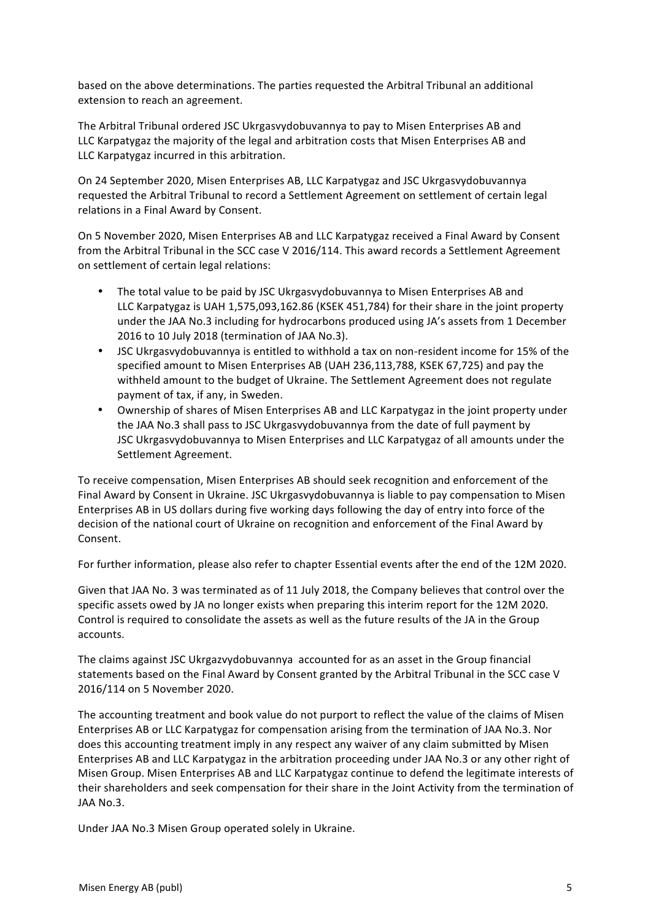based on the above determinations. The parties requested the Arbitral Tribunal an additional extension to reach an agreement.

The Arbitral Tribunal ordered JSC Ukrgasvydobuvannya to pay to Misen Enterprises AB and LLC Karpatygaz the majority of the legal and arbitration costs that Misen Enterprises AB and LLC Karpatygaz incurred in this arbitration.

On 24 September 2020, Misen Enterprises AB, LLC Karpatygaz and JSC Ukrgasvydobuvannya requested the Arbitral Tribunal to record a Settlement Agreement on settlement of certain legal relations in a Final Award by Consent.

On 5 November 2020, Misen Enterprises AB and LLC Karpatygaz received a Final Award by Consent from the Arbitral Tribunal in the SCC case V 2016/114. This award records a Settlement Agreement on settlement of certain legal relations:

- The total value to be paid by JSC Ukrgasvydobuvannya to Misen Enterprises AB and LLC Karpatygaz is UAH 1,575,093,162.86 (KSEK 451,784) for their share in the joint property under the JAA No.3 including for hydrocarbons produced using JA's assets from 1 December 2016 to 10 July 2018 (termination of JAA No.3).
- JSC Ukrgasvydobuvannya is entitled to withhold a tax on non-resident income for 15% of the specified amount to Misen Enterprises AB (UAH 236,113,788, KSEK 67,725) and pay the withheld amount to the budget of Ukraine. The Settlement Agreement does not regulate payment of tax, if any, in Sweden.
- Ownership of shares of Misen Enterprises AB and LLC Karpatygaz in the joint property under the JAA No.3 shall pass to JSC Ukrgasvydobuvannya from the date of full payment by JSC Ukrgasvydobuvannya to Misen Enterprises and LLC Karpatygaz of all amounts under the Settlement Agreement.

To receive compensation, Misen Enterprises AB should seek recognition and enforcement of the Final Award by Consent in Ukraine. JSC Ukrgasvydobuvannya is liable to pay compensation to Misen Enterprises AB in US dollars during five working days following the day of entry into force of the decision of the national court of Ukraine on recognition and enforcement of the Final Award by Consent.

For further information, please also refer to chapter Essential events after the end of the 12M 2020.

Given that JAA No. 3 was terminated as of 11 July 2018, the Company believes that control over the specific assets owed by JA no longer exists when preparing this interim report for the 12M 2020. Control is required to consolidate the assets as well as the future results of the JA in the Group accounts.

The claims against JSC Ukrgazvydobuvannya accounted for as an asset in the Group financial statements based on the Final Award by Consent granted by the Arbitral Tribunal in the SCC case V 2016/114 on 5 November 2020.

The accounting treatment and book value do not purport to reflect the value of the claims of Misen Enterprises AB or LLC Karpatygaz for compensation arising from the termination of JAA No.3. Nor does this accounting treatment imply in any respect any waiver of any claim submitted by Misen Enterprises AB and LLC Karpatygaz in the arbitration proceeding under JAA No.3 or any other right of Misen Group. Misen Enterprises AB and LLC Karpatygaz continue to defend the legitimate interests of their shareholders and seek compensation for their share in the Joint Activity from the termination of JAA No.3.

Under JAA No.3 Misen Group operated solely in Ukraine.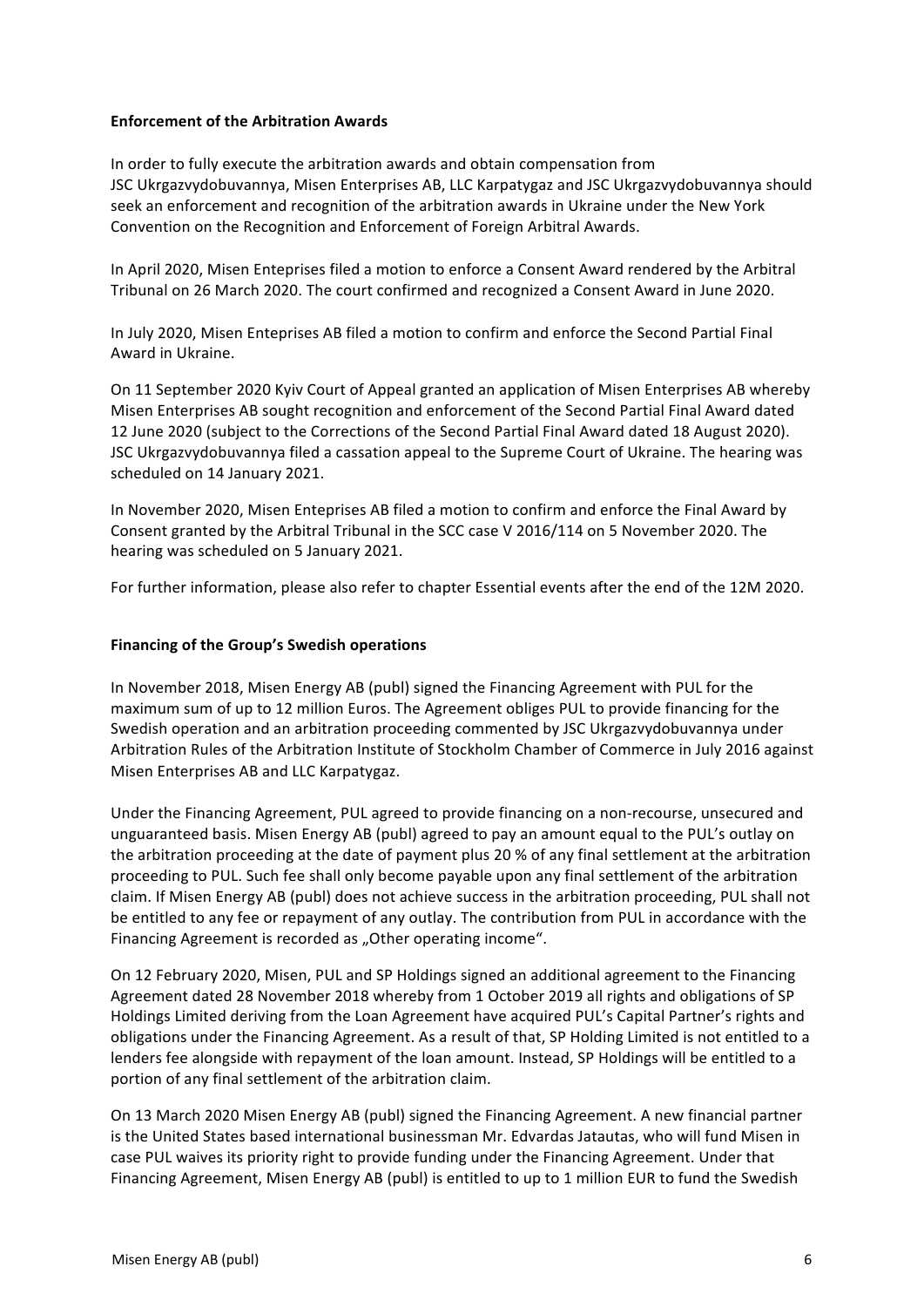**Enforcement of the Arbitration Awards**

In order to fully execute the arbitration awards and obtain compensation from JSC Ukrgazvydobuvannya, Misen Enterprises AB, LLC Karpatygaz and JSC Ukrgazvydobuvannya should seek an enforcement and recognition of the arbitration awards in Ukraine under the New York Convention on the Recognition and Enforcement of Foreign Arbitral Awards.

In April 2020, Misen Enteprises filed a motion to enforce a Consent Award rendered by the Arbitral Tribunal on 26 March 2020. The court confirmed and recognized a Consent Award in June 2020.

In July 2020, Misen Enteprises AB filed a motion to confirm and enforce the Second Partial Final Award in Ukraine.

On 11 September 2020 Kyiv Court of Appeal granted an application of Misen Enterprises AB whereby Misen Enterprises AB sought recognition and enforcement of the Second Partial Final Award dated 12 June 2020 (subject to the Corrections of the Second Partial Final Award dated 18 August 2020). JSC Ukrgazvydobuvannya filed a cassation appeal to the Supreme Court of Ukraine. The hearing was scheduled on 14 January 2021.

In November 2020, Misen Enteprises AB filed a motion to confirm and enforce the Final Award by Consent granted by the Arbitral Tribunal in the SCC case V 2016/114 on 5 November 2020. The hearing was scheduled on 5 January 2021.

For further information, please also refer to chapter Essential events after the end of the 12M 2020.

**Financing of the Group's Swedish operations**

In November 2018, Misen Energy AB (publ) signed the Financing Agreement with PUL for the maximum sum of up to 12 million Euros. The Agreement obliges PUL to provide financing for the Swedish operation and an arbitration proceeding commented by JSC Ukrgazvydobuvannya under Arbitration Rules of the Arbitration Institute of Stockholm Chamber of Commerce in July 2016 against Misen Enterprises AB and LLC Karpatygaz.

Under the Financing Agreement, PUL agreed to provide financing on a non-recourse, unsecured and unguaranteed basis. Misen Energy AB (publ) agreed to pay an amount equal to the PUL's outlay on the arbitration proceeding at the date of payment plus 20 % of any final settlement at the arbitration proceeding to PUL. Such fee shall only become payable upon any final settlement of the arbitration claim. If Misen Energy AB (publ) does not achieve success in the arbitration proceeding, PUL shall not be entitled to any fee or repayment of any outlay. The contribution from PUL in accordance with the Financing Agreement is recorded as „Other operating income".

On 12 February 2020, Misen, PUL and SP Holdings signed an additional agreement to the Financing Agreement dated 28 November 2018 whereby from 1 October 2019 all rights and obligations of SP Holdings Limited deriving from the Loan Agreement have acquired PUL's Capital Partner's rights and obligations under the Financing Agreement. As a result of that, SP Holding Limited is not entitled to a lenders fee alongside with repayment of the loan amount. Instead, SP Holdings will be entitled to a portion of any final settlement of the arbitration claim.

On 13 March 2020 Misen Energy AB (publ) signed the Financing Agreement. A new financial partner is the United States based international businessman Mr. Edvardas Jatautas, who will fund Misen in case PUL waives its priority right to provide funding under the Financing Agreement. Under that Financing Agreement, Misen Energy AB (publ) is entitled to up to 1 million EUR to fund the Swedish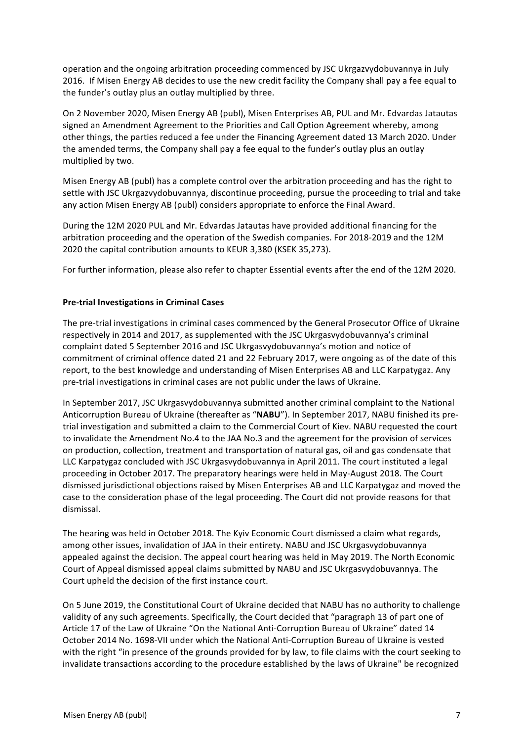operation and the ongoing arbitration proceeding commenced by JSC Ukrgazvydobuvannya in July 2016. If Misen Energy AB decides to use the new credit facility the Company shall pay a fee equal to the funder's outlay plus an outlay multiplied by three.

On 2 November 2020, Misen Energy AB (publ), Misen Enterprises AB, PUL and Mr. Edvardas Jatautas signed an Amendment Agreement to the Priorities and Call Option Agreement whereby, among other things, the parties reduced a fee under the Financing Agreement dated 13 March 2020. Under the amended terms, the Company shall pay a fee equal to the funder's outlay plus an outlay multiplied by two.

Misen Energy AB (publ) has a complete control over the arbitration proceeding and has the right to settle with JSC Ukrgazvydobuvannya, discontinue proceeding, pursue the proceeding to trial and take any action Misen Energy AB (publ) considers appropriate to enforce the Final Award.

During the 12M 2020 PUL and Mr. Edvardas Jatautas have provided additional financing for the arbitration proceeding and the operation of the Swedish companies. For 2018-2019 and the 12M 2020 the capital contribution amounts to KEUR 3,380 (KSEK 35,273).

For further information, please also refer to chapter Essential events after the end of the 12M 2020.

**Pre-trial Investigations in Criminal Cases**

The pre-trial investigations in criminal cases commenced by the General Prosecutor Office of Ukraine respectively in 2014 and 2017, as supplemented with the JSC Ukrgasvydobuvannya's criminal complaint dated 5 September 2016 and JSC Ukrgasvydobuvannya's motion and notice of commitment of criminal offence dated 21 and 22 February 2017, were ongoing as of the date of this report, to the best knowledge and understanding of Misen Enterprises AB and LLC Karpatygaz. Any pre-trial investigations in criminal cases are not public under the laws of Ukraine.

In September 2017, JSC Ukrgasvydobuvannya submitted another criminal complaint to the National Anticorruption Bureau of Ukraine (thereafter as "**NABU**"). In September 2017, NABU finished its pre-trial investigation and submitted a claim to the Commercial Court of Kiev. NABU requested the court to invalidate the Amendment No.4 to the JAA No.3 and the agreement for the provision of services on production, collection, treatment and transportation of natural gas, oil and gas condensate that LLC Karpatygaz concluded with JSC Ukrgasvydobuvannya in April 2011. The court instituted a legal proceeding in October 2017. The preparatory hearings were held in May-August 2018. The Court dismissed jurisdictional objections raised by Misen Enterprises AB and LLC Karpatygaz and moved the case to the consideration phase of the legal proceeding. The Court did not provide reasons for that dismissal.

The hearing was held in October 2018. The Kyiv Economic Court dismissed a claim what regards, among other issues, invalidation of JAA in their entirety. NABU and JSC Ukrgasvydobuvannya appealed against the decision. The appeal court hearing was held in May 2019. The North Economic Court of Appeal dismissed appeal claims submitted by NABU and JSC Ukrgasvydobuvannya. The Court upheld the decision of the first instance court.

On 5 June 2019, the Constitutional Court of Ukraine decided that NABU has no authority to challenge validity of any such agreements. Specifically, the Court decided that "paragraph 13 of part one of Article 17 of the Law of Ukraine "On the National Anti-Corruption Bureau of Ukraine" dated 14 October 2014 No. 1698-VII under which the National Anti-Corruption Bureau of Ukraine is vested with the right "in presence of the grounds provided for by law, to file claims with the court seeking to invalidate transactions according to the procedure established by the laws of Ukraine" be recognized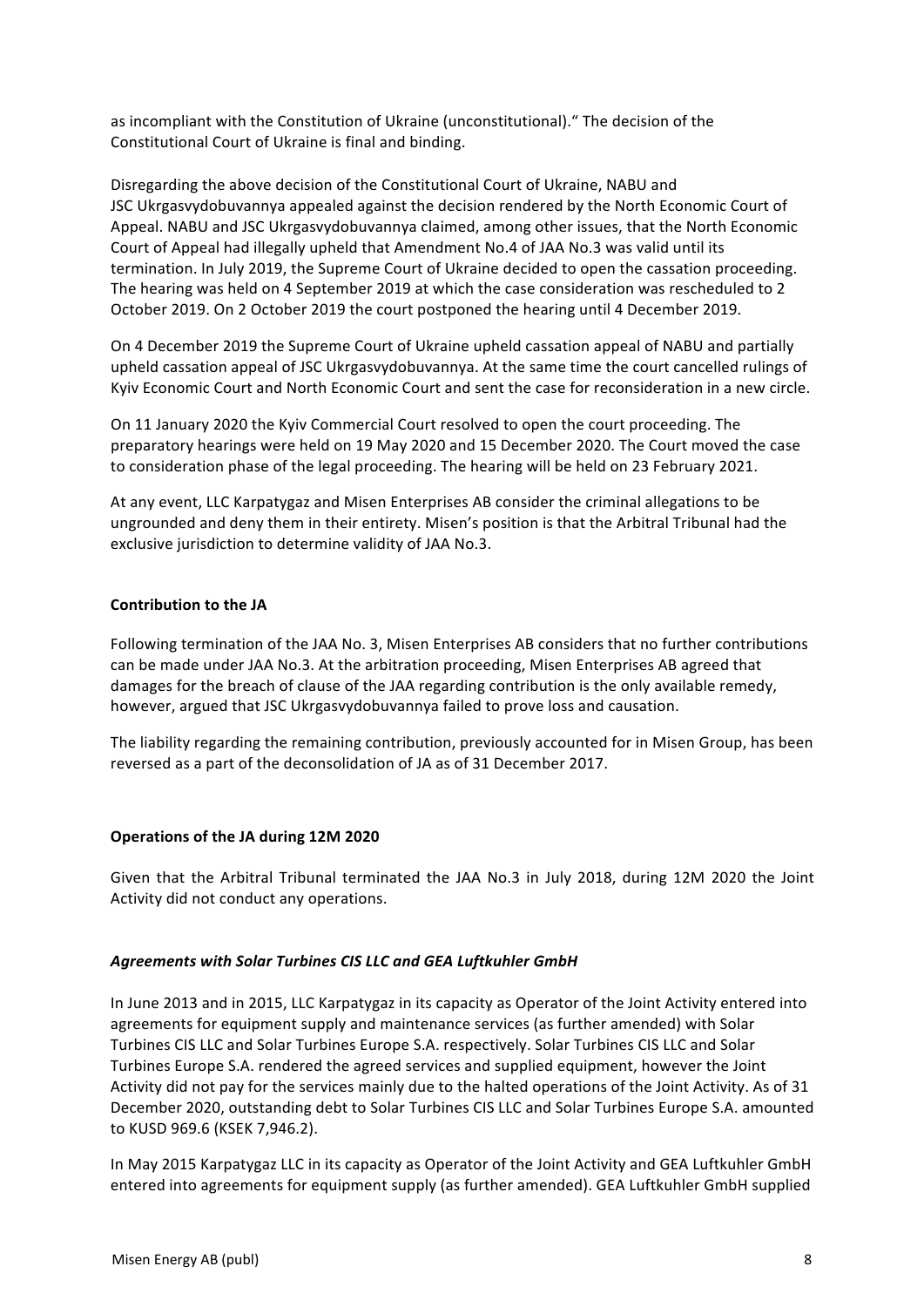as incompliant with the Constitution of Ukraine (unconstitutional)." The decision of the Constitutional Court of Ukraine is final and binding.

Disregarding the above decision of the Constitutional Court of Ukraine, NABU and JSC Ukrgasvydobuvannya appealed against the decision rendered by the North Economic Court of Appeal. NABU and JSC Ukrgasvydobuvannya claimed, among other issues, that the North Economic Court of Appeal had illegally upheld that Amendment No.4 of JAA No.3 was valid until its termination. In July 2019, the Supreme Court of Ukraine decided to open the cassation proceeding. The hearing was held on 4 September 2019 at which the case consideration was rescheduled to 2 October 2019. On 2 October 2019 the court postponed the hearing until 4 December 2019.

On 4 December 2019 the Supreme Court of Ukraine upheld cassation appeal of NABU and partially upheld cassation appeal of JSC Ukrgasvydobuvannya. At the same time the court cancelled rulings of Kyiv Economic Court and North Economic Court and sent the case for reconsideration in a new circle.

On 11 January 2020 the Kyiv Commercial Court resolved to open the court proceeding. The preparatory hearings were held on 19 May 2020 and 15 December 2020. The Court moved the case to consideration phase of the legal proceeding. The hearing will be held on 23 February 2021.

At any event, LLC Karpatygaz and Misen Enterprises AB consider the criminal allegations to be ungrounded and deny them in their entirety. Misen's position is that the Arbitral Tribunal had the exclusive jurisdiction to determine validity of JAA No.3.

**Contribution to the JA**

Following termination of the JAA No. 3, Misen Enterprises AB considers that no further contributions can be made under JAA No.3. At the arbitration proceeding, Misen Enterprises AB agreed that damages for the breach of clause of the JAA regarding contribution is the only available remedy, however, argued that JSC Ukrgasvydobuvannya failed to prove loss and causation.

The liability regarding the remaining contribution, previously accounted for in Misen Group, has been reversed as a part of the deconsolidation of JA as of 31 December 2017.

**Operations of the JA during 12M 2020**

Given that the Arbitral Tribunal terminated the JAA No.3 in July 2018, during 12M 2020 the Joint Activity did not conduct any operations.

***Agreements with Solar Turbines CIS LLC and GEA Luftkuhler GmbH***

In June 2013 and in 2015, LLC Karpatygaz in its capacity as Operator of the Joint Activity entered into agreements for equipment supply and maintenance services (as further amended) with Solar Turbines CIS LLC and Solar Turbines Europe S.A. respectively. Solar Turbines CIS LLC and Solar Turbines Europe S.A. rendered the agreed services and supplied equipment, however the Joint Activity did not pay for the services mainly due to the halted operations of the Joint Activity. As of 31 December 2020, outstanding debt to Solar Turbines CIS LLC and Solar Turbines Europe S.A. amounted to KUSD 969.6 (KSEK 7,946.2).

In May 2015 Karpatygaz LLC in its capacity as Operator of the Joint Activity and GEA Luftkuhler GmbH entered into agreements for equipment supply (as further amended). GEA Luftkuhler GmbH supplied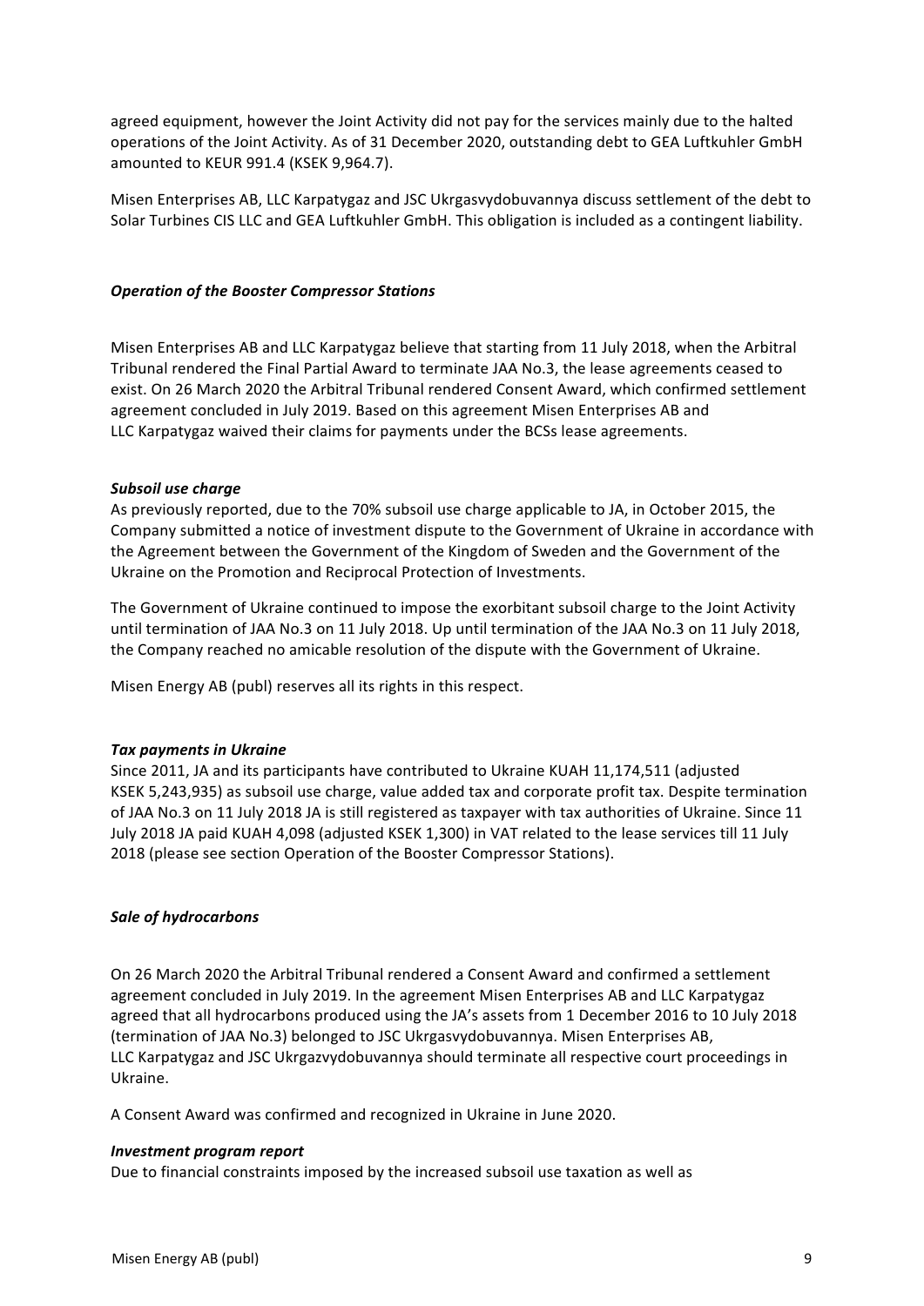agreed equipment, however the Joint Activity did not pay for the services mainly due to the halted operations of the Joint Activity. As of 31 December 2020, outstanding debt to GEA Luftkuhler GmbH amounted to KEUR 991.4 (KSEK 9,964.7).

Misen Enterprises AB, LLC Karpatygaz and JSC Ukrgasvydobuvannya discuss settlement of the debt to Solar Turbines CIS LLC and GEA Luftkuhler GmbH. This obligation is included as a contingent liability.

***Operation of the Booster Compressor Stations***

Misen Enterprises AB and LLC Karpatygaz believe that starting from 11 July 2018, when the Arbitral Tribunal rendered the Final Partial Award to terminate JAA No.3, the lease agreements ceased to exist. On 26 March 2020 the Arbitral Tribunal rendered Consent Award, which confirmed settlement agreement concluded in July 2019. Based on this agreement Misen Enterprises AB and LLC Karpatygaz waived their claims for payments under the BCSs lease agreements.

***Subsoil use charge***

As previously reported, due to the 70% subsoil use charge applicable to JA, in October 2015, the Company submitted a notice of investment dispute to the Government of Ukraine in accordance with the Agreement between the Government of the Kingdom of Sweden and the Government of the Ukraine on the Promotion and Reciprocal Protection of Investments.

The Government of Ukraine continued to impose the exorbitant subsoil charge to the Joint Activity until termination of JAA No.3 on 11 July 2018. Up until termination of the JAA No.3 on 11 July 2018, the Company reached no amicable resolution of the dispute with the Government of Ukraine.

Misen Energy AB (publ) reserves all its rights in this respect.

***Tax payments in Ukraine***

Since 2011, JA and its participants have contributed to Ukraine KUAH 11,174,511 (adjusted KSEK 5,243,935) as subsoil use charge, value added tax and corporate profit tax. Despite termination of JAA No.3 on 11 July 2018 JA is still registered as taxpayer with tax authorities of Ukraine. Since 11 July 2018 JA paid KUAH 4,098 (adjusted KSEK 1,300) in VAT related to the lease services till 11 July 2018 (please see section Operation of the Booster Compressor Stations).

***Sale of hydrocarbons***

On 26 March 2020 the Arbitral Tribunal rendered a Consent Award and confirmed a settlement agreement concluded in July 2019. In the agreement Misen Enterprises AB and LLC Karpatygaz agreed that all hydrocarbons produced using the JA's assets from 1 December 2016 to 10 July 2018 (termination of JAA No.3) belonged to JSC Ukrgasvydobuvannya. Misen Enterprises AB, LLC Karpatygaz and JSC Ukrgazvydobuvannya should terminate all respective court proceedings in Ukraine.

A Consent Award was confirmed and recognized in Ukraine in June 2020.

***Investment program report***

Due to financial constraints imposed by the increased subsoil use taxation as well as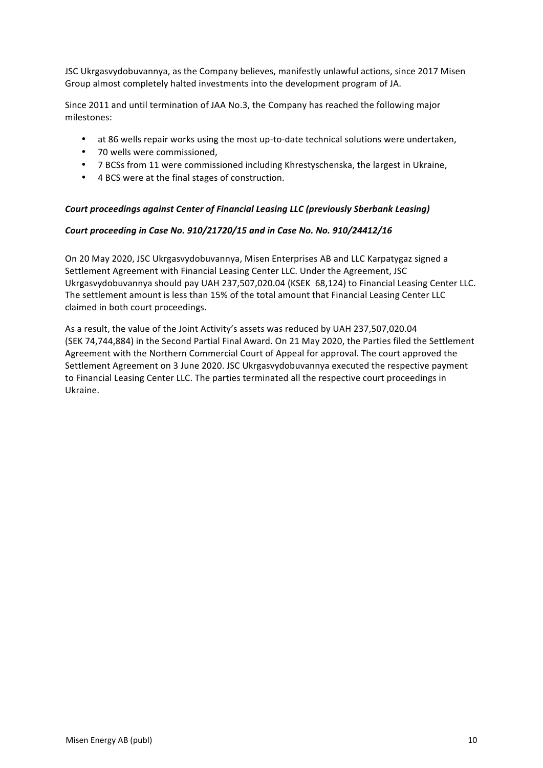JSC Ukrgasvydobuvannya, as the Company believes, manifestly unlawful actions, since 2017 Misen Group almost completely halted investments into the development program of JA.

Since 2011 and until termination of JAA No.3, the Company has reached the following major milestones:

- at 86 wells repair works using the most up-to-date technical solutions were undertaken,
- 70 wells were commissioned,
- 7 BCSs from 11 were commissioned including Khrestyschenska, the largest in Ukraine,
- 4 BCS were at the final stages of construction.

***Court proceedings against Center of Financial Leasing LLC (previously Sberbank Leasing)***

***Court proceeding in Case No. 910/21720/15 and in Case No. No. 910/24412/16***

On 20 May 2020, JSC Ukrgasvydobuvannya, Misen Enterprises AB and LLC Karpatygaz signed a Settlement Agreement with Financial Leasing Center LLC. Under the Agreement, JSC Ukrgasvydobuvannya should pay UAH 237,507,020.04 (KSEK 68,124) to Financial Leasing Center LLC. The settlement amount is less than 15% of the total amount that Financial Leasing Center LLC claimed in both court proceedings.

As a result, the value of the Joint Activity's assets was reduced by UAH 237,507,020.04 (SEK 74,744,884) in the Second Partial Final Award. On 21 May 2020, the Parties filed the Settlement Agreement with the Northern Commercial Court of Appeal for approval. The court approved the Settlement Agreement on 3 June 2020. JSC Ukrgasvydobuvannya executed the respective payment to Financial Leasing Center LLC. The parties terminated all the respective court proceedings in Ukraine.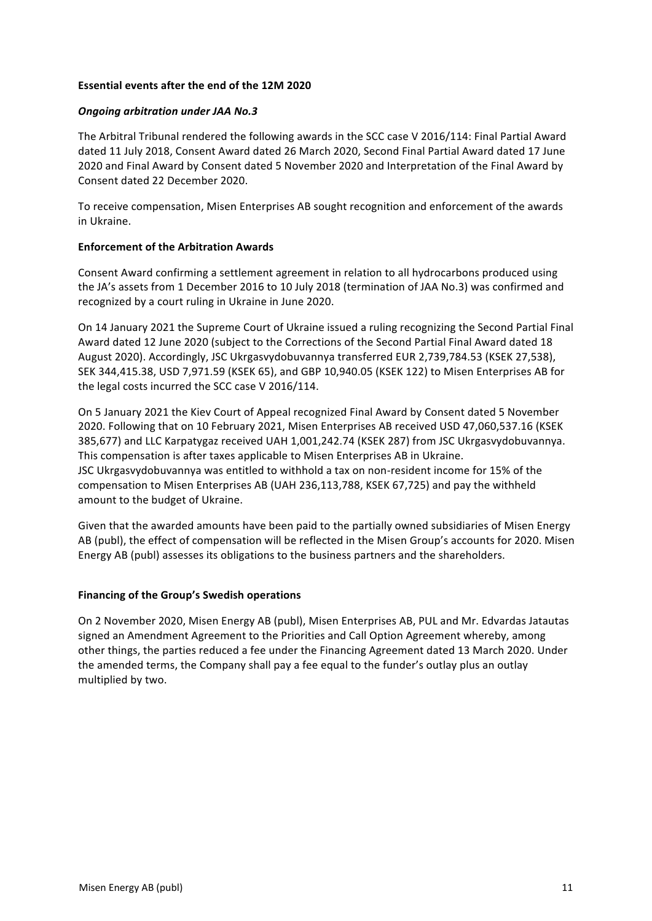**Essential events after the end of the 12M 2020**

***Ongoing arbitration under JAA No.3***

The Arbitral Tribunal rendered the following awards in the SCC case V 2016/114: Final Partial Award dated 11 July 2018, Consent Award dated 26 March 2020, Second Final Partial Award dated 17 June 2020 and Final Award by Consent dated 5 November 2020 and Interpretation of the Final Award by Consent dated 22 December 2020.

To receive compensation, Misen Enterprises AB sought recognition and enforcement of the awards in Ukraine.

**Enforcement of the Arbitration Awards**

Consent Award confirming a settlement agreement in relation to all hydrocarbons produced using the JA's assets from 1 December 2016 to 10 July 2018 (termination of JAA No.3) was confirmed and recognized by a court ruling in Ukraine in June 2020.

On 14 January 2021 the Supreme Court of Ukraine issued a ruling recognizing the Second Partial Final Award dated 12 June 2020 (subject to the Corrections of the Second Partial Final Award dated 18 August 2020). Accordingly, JSC Ukrgasvydobuvannya transferred EUR 2,739,784.53 (KSEK 27,538), SEK 344,415.38, USD 7,971.59 (KSEK 65), and GBP 10,940.05 (KSEK 122) to Misen Enterprises AB for the legal costs incurred the SCC case V 2016/114.

On 5 January 2021 the Kiev Court of Appeal recognized Final Award by Consent dated 5 November 2020. Following that on 10 February 2021, Misen Enterprises AB received USD 47,060,537.16 (KSEK 385,677) and LLC Karpatygaz received UAH 1,001,242.74 (KSEK 287) from JSC Ukrgasvydobuvannya. This compensation is after taxes applicable to Misen Enterprises AB in Ukraine.
JSC Ukrgasvydobuvannya was entitled to withhold a tax on non-resident income for 15% of the compensation to Misen Enterprises AB (UAH 236,113,788, KSEK 67,725) and pay the withheld amount to the budget of Ukraine.

Given that the awarded amounts have been paid to the partially owned subsidiaries of Misen Energy AB (publ), the effect of compensation will be reflected in the Misen Group's accounts for 2020. Misen Energy AB (publ) assesses its obligations to the business partners and the shareholders.

**Financing of the Group's Swedish operations**

On 2 November 2020, Misen Energy AB (publ), Misen Enterprises AB, PUL and Mr. Edvardas Jatautas signed an Amendment Agreement to the Priorities and Call Option Agreement whereby, among other things, the parties reduced a fee under the Financing Agreement dated 13 March 2020. Under the amended terms, the Company shall pay a fee equal to the funder's outlay plus an outlay multiplied by two.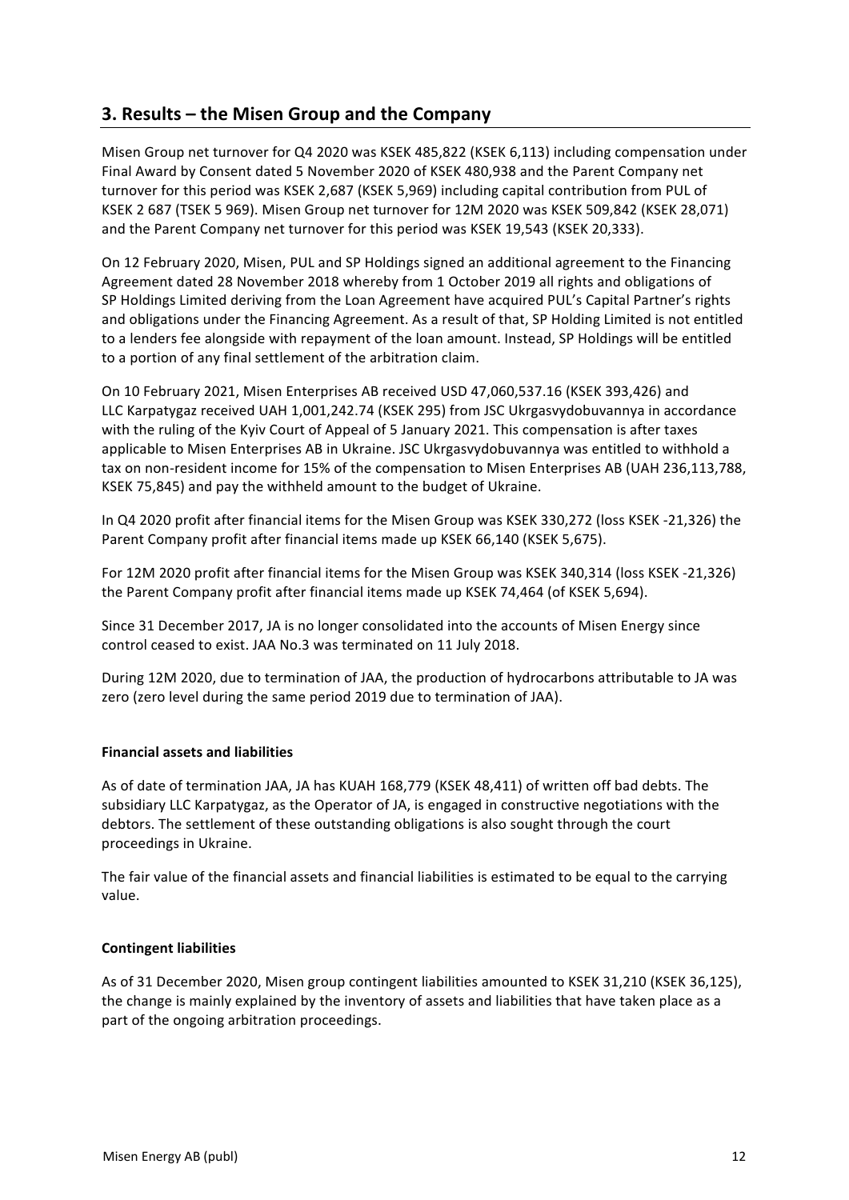## 3. Results – the Misen Group and the Company

Misen Group net turnover for Q4 2020 was KSEK 485,822 (KSEK 6,113) including compensation under Final Award by Consent dated 5 November 2020 of KSEK 480,938 and the Parent Company net turnover for this period was KSEK 2,687 (KSEK 5,969) including capital contribution from PUL of KSEK 2 687 (TSEK 5 969). Misen Group net turnover for 12M 2020 was KSEK 509,842 (KSEK 28,071) and the Parent Company net turnover for this period was KSEK 19,543 (KSEK 20,333).

On 12 February 2020, Misen, PUL and SP Holdings signed an additional agreement to the Financing Agreement dated 28 November 2018 whereby from 1 October 2019 all rights and obligations of SP Holdings Limited deriving from the Loan Agreement have acquired PUL's Capital Partner's rights and obligations under the Financing Agreement. As a result of that, SP Holding Limited is not entitled to a lenders fee alongside with repayment of the loan amount. Instead, SP Holdings will be entitled to a portion of any final settlement of the arbitration claim.

On 10 February 2021, Misen Enterprises AB received USD 47,060,537.16 (KSEK 393,426) and LLC Karpatygaz received UAH 1,001,242.74 (KSEK 295) from JSC Ukrgasvydobuvannya in accordance with the ruling of the Kyiv Court of Appeal of 5 January 2021. This compensation is after taxes applicable to Misen Enterprises AB in Ukraine. JSC Ukrgasvydobuvannya was entitled to withhold a tax on non-resident income for 15% of the compensation to Misen Enterprises AB (UAH 236,113,788, KSEK 75,845) and pay the withheld amount to the budget of Ukraine.

In Q4 2020 profit after financial items for the Misen Group was KSEK 330,272 (loss KSEK -21,326) the Parent Company profit after financial items made up KSEK 66,140 (KSEK 5,675).

For 12M 2020 profit after financial items for the Misen Group was KSEK 340,314 (loss KSEK -21,326) the Parent Company profit after financial items made up KSEK 74,464 (of KSEK 5,694).

Since 31 December 2017, JA is no longer consolidated into the accounts of Misen Energy since control ceased to exist. JAA No.3 was terminated on 11 July 2018.

During 12M 2020, due to termination of JAA, the production of hydrocarbons attributable to JA was zero (zero level during the same period 2019 due to termination of JAA).

**Financial assets and liabilities**

As of date of termination JAA, JA has KUAH 168,779 (KSEK 48,411) of written off bad debts. The subsidiary LLC Karpatygaz, as the Operator of JA, is engaged in constructive negotiations with the debtors. The settlement of these outstanding obligations is also sought through the court proceedings in Ukraine.

The fair value of the financial assets and financial liabilities is estimated to be equal to the carrying value.

**Contingent liabilities**

As of 31 December 2020, Misen group contingent liabilities amounted to KSEK 31,210 (KSEK 36,125), the change is mainly explained by the inventory of assets and liabilities that have taken place as a part of the ongoing arbitration proceedings.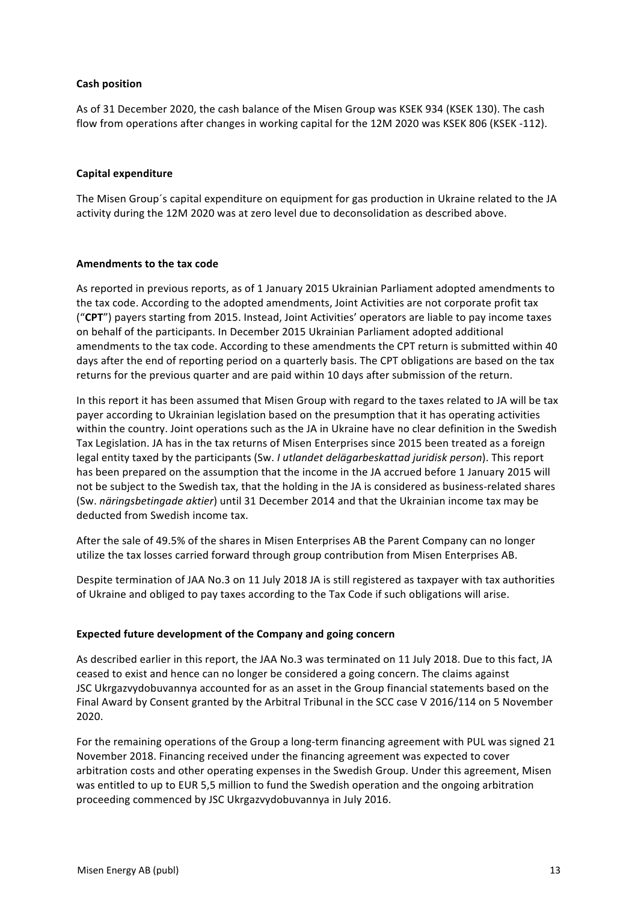**Cash position**

As of 31 December 2020, the cash balance of the Misen Group was KSEK 934 (KSEK 130). The cash flow from operations after changes in working capital for the 12M 2020 was KSEK 806 (KSEK -112).

**Capital expenditure**

The Misen Group´s capital expenditure on equipment for gas production in Ukraine related to the JA activity during the 12M 2020 was at zero level due to deconsolidation as described above.

**Amendments to the tax code**

As reported in previous reports, as of 1 January 2015 Ukrainian Parliament adopted amendments to the tax code. According to the adopted amendments, Joint Activities are not corporate profit tax ("**CPT**") payers starting from 2015. Instead, Joint Activities' operators are liable to pay income taxes on behalf of the participants. In December 2015 Ukrainian Parliament adopted additional amendments to the tax code. According to these amendments the CPT return is submitted within 40 days after the end of reporting period on a quarterly basis. The CPT obligations are based on the tax returns for the previous quarter and are paid within 10 days after submission of the return.

In this report it has been assumed that Misen Group with regard to the taxes related to JA will be tax payer according to Ukrainian legislation based on the presumption that it has operating activities within the country. Joint operations such as the JA in Ukraine have no clear definition in the Swedish Tax Legislation. JA has in the tax returns of Misen Enterprises since 2015 been treated as a foreign legal entity taxed by the participants (Sw. *I utlandet delägarbeskattad juridisk person*). This report has been prepared on the assumption that the income in the JA accrued before 1 January 2015 will not be subject to the Swedish tax, that the holding in the JA is considered as business-related shares (Sw. *näringsbetingade aktier*) until 31 December 2014 and that the Ukrainian income tax may be deducted from Swedish income tax.

After the sale of 49.5% of the shares in Misen Enterprises AB the Parent Company can no longer utilize the tax losses carried forward through group contribution from Misen Enterprises AB.

Despite termination of JAA No.3 on 11 July 2018 JA is still registered as taxpayer with tax authorities of Ukraine and obliged to pay taxes according to the Tax Code if such obligations will arise.

**Expected future development of the Company and going concern**

As described earlier in this report, the JAA No.3 was terminated on 11 July 2018. Due to this fact, JA ceased to exist and hence can no longer be considered a going concern. The claims against JSC Ukrgazvydobuvannya accounted for as an asset in the Group financial statements based on the Final Award by Consent granted by the Arbitral Tribunal in the SCC case V 2016/114 on 5 November 2020.

For the remaining operations of the Group a long-term financing agreement with PUL was signed 21 November 2018. Financing received under the financing agreement was expected to cover arbitration costs and other operating expenses in the Swedish Group. Under this agreement, Misen was entitled to up to EUR 5,5 million to fund the Swedish operation and the ongoing arbitration proceeding commenced by JSC Ukrgazvydobuvannya in July 2016.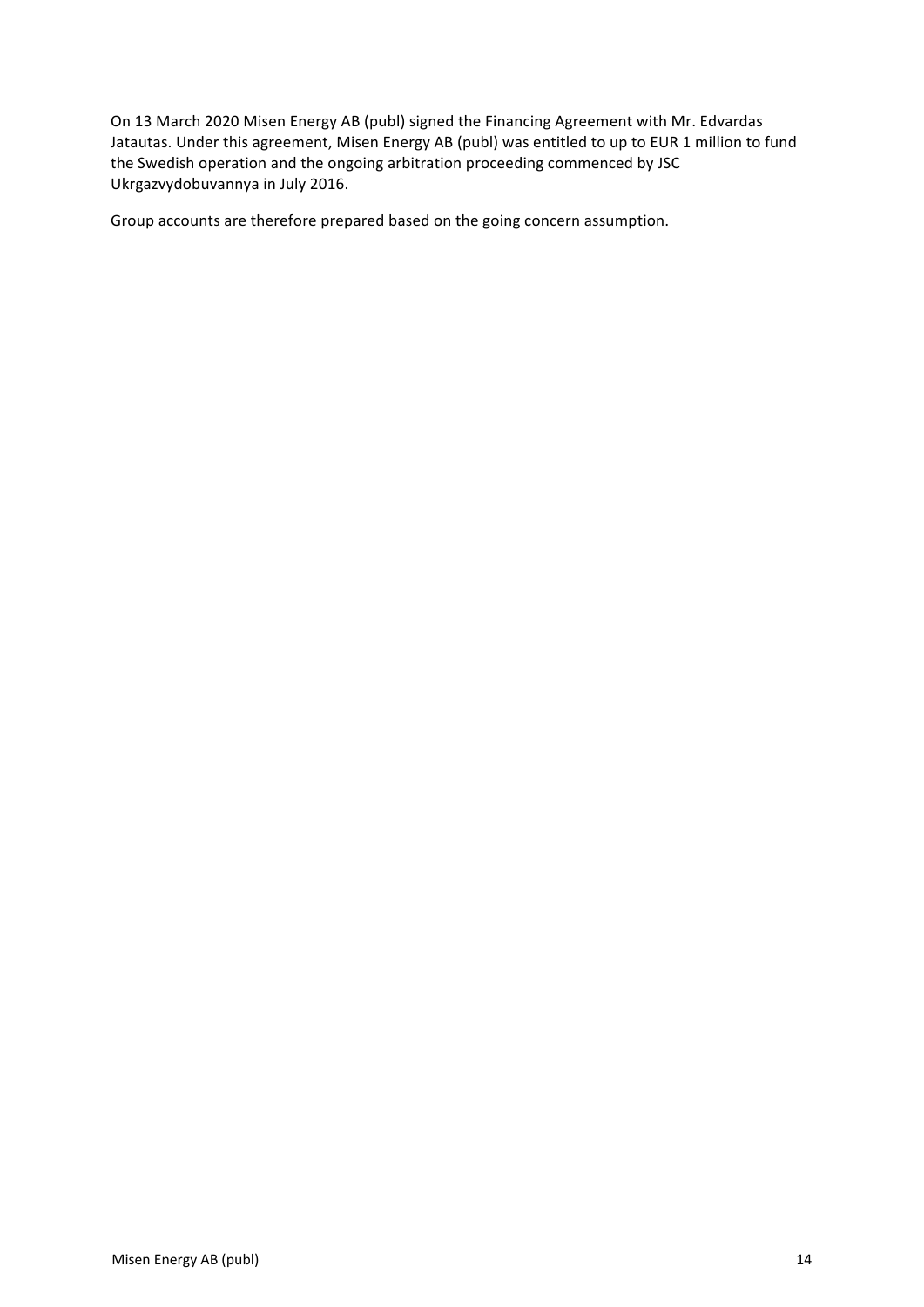On 13 March 2020 Misen Energy AB (publ) signed the Financing Agreement with Mr. Edvardas Jatautas. Under this agreement, Misen Energy AB (publ) was entitled to up to EUR 1 million to fund the Swedish operation and the ongoing arbitration proceeding commenced by JSC Ukrgazvydobuvannya in July 2016.

Group accounts are therefore prepared based on the going concern assumption.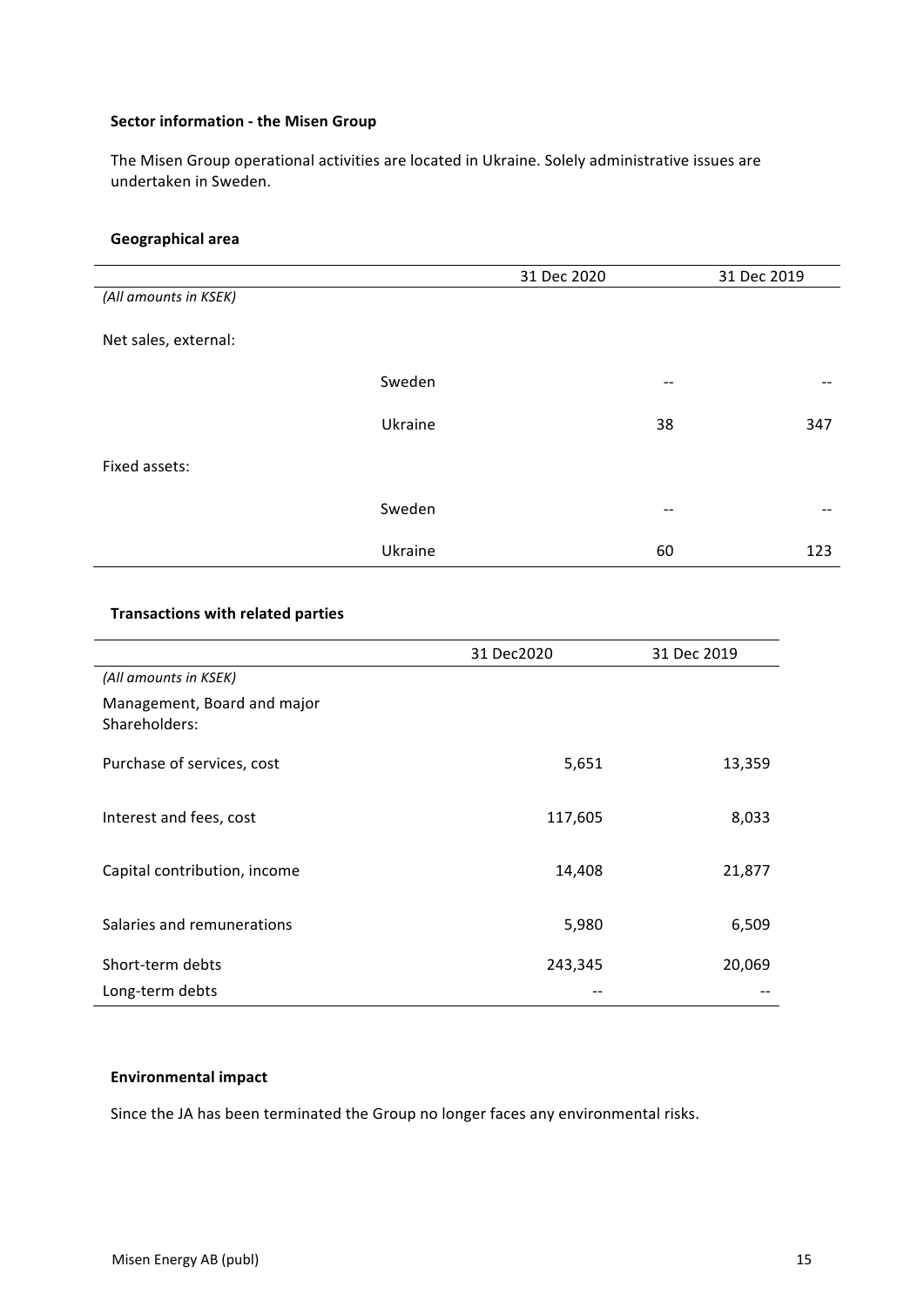**Sector information - the Misen Group**

The Misen Group operational activities are located in Ukraine. Solely administrative issues are undertaken in Sweden.

**Geographical area**

| | | 31 Dec 2020 | 31 Dec 2019 |
|---|---|---|---|
| *(All amounts in KSEK)* | | | |
| Net sales, external: | | | |
| | Sweden | -- | -- |
| | Ukraine | 38 | 347 |
| Fixed assets: | | | |
| | Sweden | -- | -- |
| | Ukraine | 60 | 123 |

**Transactions with related parties**

| | 31 Dec2020 | 31 Dec 2019 |
|---|---|---|
| *(All amounts in KSEK)* | | |
| Management, Board and major Shareholders: | | |
| Purchase of services, cost | 5,651 | 13,359 |
| Interest and fees, cost | 117,605 | 8,033 |
| Capital contribution, income | 14,408 | 21,877 |
| Salaries and remunerations | 5,980 | 6,509 |
| Short-term debts | 243,345 | 20,069 |
| Long-term debts | -- | -- |

**Environmental impact**

Since the JA has been terminated the Group no longer faces any environmental risks.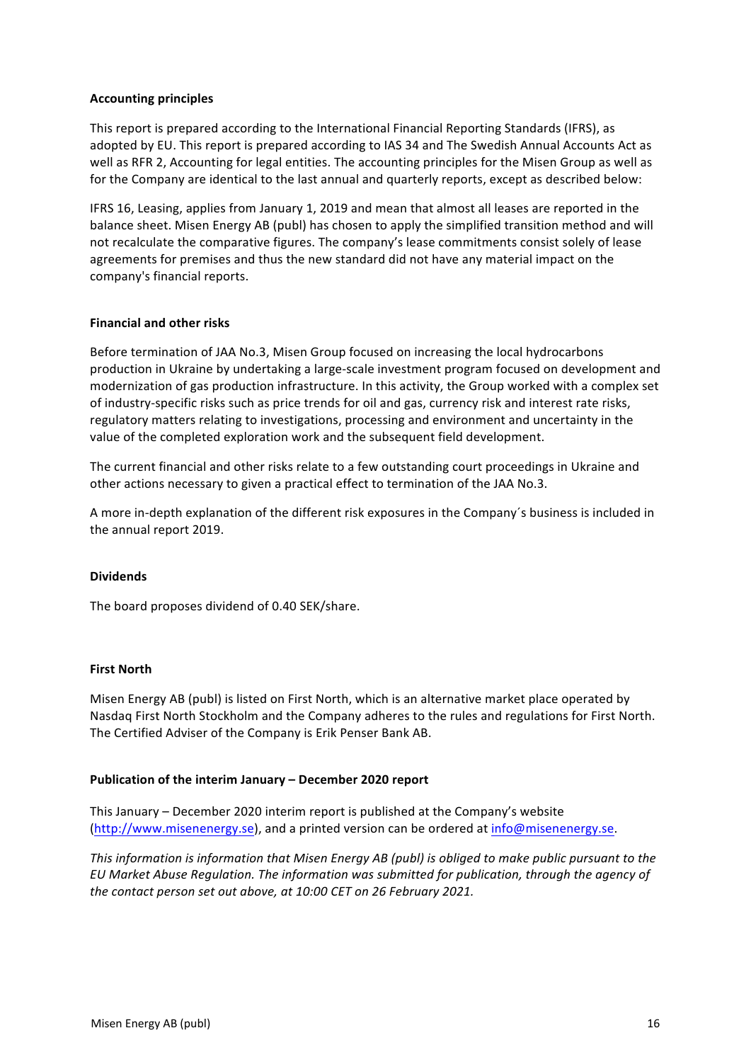**Accounting principles**

This report is prepared according to the International Financial Reporting Standards (IFRS), as adopted by EU. This report is prepared according to IAS 34 and The Swedish Annual Accounts Act as well as RFR 2, Accounting for legal entities. The accounting principles for the Misen Group as well as for the Company are identical to the last annual and quarterly reports, except as described below:

IFRS 16, Leasing, applies from January 1, 2019 and mean that almost all leases are reported in the balance sheet. Misen Energy AB (publ) has chosen to apply the simplified transition method and will not recalculate the comparative figures. The company's lease commitments consist solely of lease agreements for premises and thus the new standard did not have any material impact on the company's financial reports.

**Financial and other risks**

Before termination of JAA No.3, Misen Group focused on increasing the local hydrocarbons production in Ukraine by undertaking a large-scale investment program focused on development and modernization of gas production infrastructure. In this activity, the Group worked with a complex set of industry-specific risks such as price trends for oil and gas, currency risk and interest rate risks, regulatory matters relating to investigations, processing and environment and uncertainty in the value of the completed exploration work and the subsequent field development.

The current financial and other risks relate to a few outstanding court proceedings in Ukraine and other actions necessary to given a practical effect to termination of the JAA No.3.

A more in-depth explanation of the different risk exposures in the Company´s business is included in the annual report 2019.

**Dividends**

The board proposes dividend of 0.40 SEK/share.

**First North**

Misen Energy AB (publ) is listed on First North, which is an alternative market place operated by Nasdaq First North Stockholm and the Company adheres to the rules and regulations for First North. The Certified Adviser of the Company is Erik Penser Bank AB.

**Publication of the interim January – December 2020 report**

This January – December 2020 interim report is published at the Company's website (http://www.misenenergy.se), and a printed version can be ordered at info@misenenergy.se.

*This information is information that Misen Energy AB (publ) is obliged to make public pursuant to the EU Market Abuse Regulation. The information was submitted for publication, through the agency of the contact person set out above, at 10:00 CET on 26 February 2021.*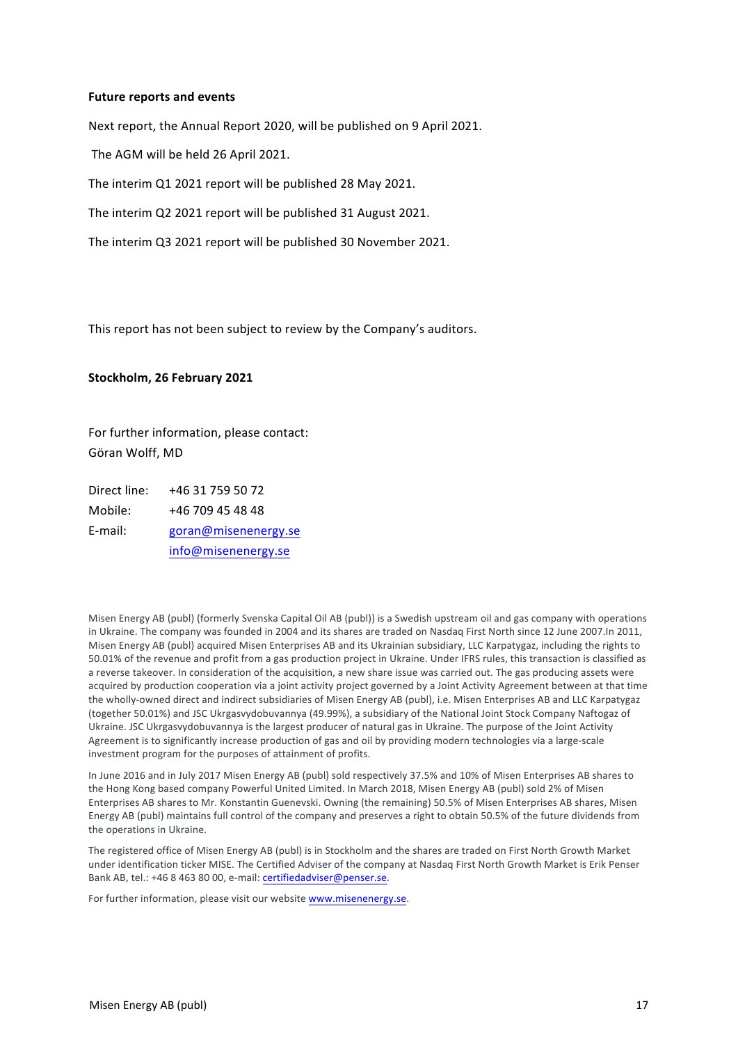**Future reports and events**

Next report, the Annual Report 2020, will be published on 9 April 2021.

The AGM will be held 26 April 2021.

The interim Q1 2021 report will be published 28 May 2021.

The interim Q2 2021 report will be published 31 August 2021.

The interim Q3 2021 report will be published 30 November 2021.

This report has not been subject to review by the Company's auditors.

**Stockholm, 26 February 2021**

For further information, please contact:
Göran Wolff, MD

Direct line: +46 31 759 50 72
Mobile: +46 709 45 48 48
E-mail: goran@misenenergy.se
info@misenenergy.se

Misen Energy AB (publ) (formerly Svenska Capital Oil AB (publ)) is a Swedish upstream oil and gas company with operations in Ukraine. The company was founded in 2004 and its shares are traded on Nasdaq First North since 12 June 2007.In 2011, Misen Energy AB (publ) acquired Misen Enterprises AB and its Ukrainian subsidiary, LLC Karpatygaz, including the rights to 50.01% of the revenue and profit from a gas production project in Ukraine. Under IFRS rules, this transaction is classified as a reverse takeover. In consideration of the acquisition, a new share issue was carried out. The gas producing assets were acquired by production cooperation via a joint activity project governed by a Joint Activity Agreement between at that time the wholly-owned direct and indirect subsidiaries of Misen Energy AB (publ), i.e. Misen Enterprises AB and LLC Karpatygaz (together 50.01%) and JSC Ukrgasvydobuvannya (49.99%), a subsidiary of the National Joint Stock Company Naftogaz of Ukraine. JSC Ukrgasvydobuvannya is the largest producer of natural gas in Ukraine. The purpose of the Joint Activity Agreement is to significantly increase production of gas and oil by providing modern technologies via a large-scale investment program for the purposes of attainment of profits.

In June 2016 and in July 2017 Misen Energy AB (publ) sold respectively 37.5% and 10% of Misen Enterprises AB shares to the Hong Kong based company Powerful United Limited. In March 2018, Misen Energy AB (publ) sold 2% of Misen Enterprises AB shares to Mr. Konstantin Guenevski. Owning (the remaining) 50.5% of Misen Enterprises AB shares, Misen Energy AB (publ) maintains full control of the company and preserves a right to obtain 50.5% of the future dividends from the operations in Ukraine.

The registered office of Misen Energy AB (publ) is in Stockholm and the shares are traded on First North Growth Market under identification ticker MISE. The Certified Adviser of the company at Nasdaq First North Growth Market is Erik Penser Bank AB, tel.: +46 8 463 80 00, e-mail: certifiedadviser@penser.se.

For further information, please visit our website www.misenenergy.se.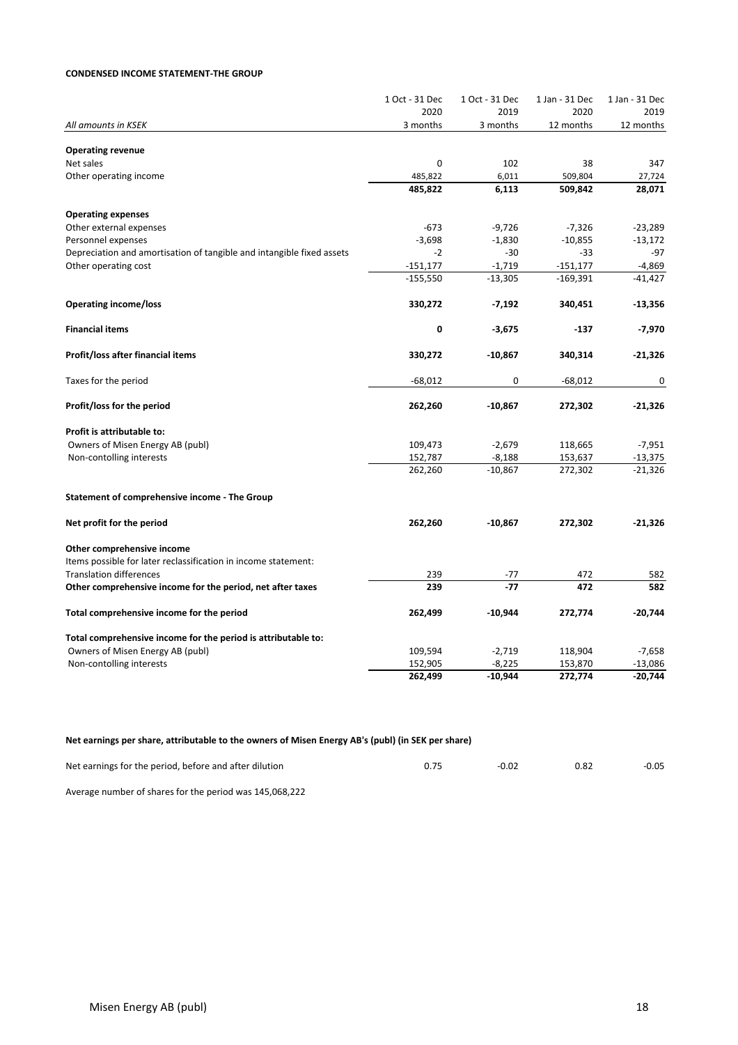**CONDENSED INCOME STATEMENT-THE GROUP**

| *All amounts in KSEK* | 1 Oct - 31 Dec 2020 3 months | 1 Oct - 31 Dec 2019 3 months | 1 Jan - 31 Dec 2020 12 months | 1 Jan - 31 Dec 2019 12 months |
|---|---|---|---|---|
| **Operating revenue** | | | | |
| Net sales | 0 | 102 | 38 | 347 |
| Other operating income | 485,822 | 6,011 | 509,804 | 27,724 |
| | **485,822** | **6,113** | **509,842** | **28,071** |
| **Operating expenses** | | | | |
| Other external expenses | -673 | -9,726 | -7,326 | -23,289 |
| Personnel expenses | -3,698 | -1,830 | -10,855 | -13,172 |
| Depreciation and amortisation of tangible and intangible fixed assets | -2 | -30 | -33 | -97 |
| Other operating cost | -151,177 | -1,719 | -151,177 | -4,869 |
| | -155,550 | -13,305 | -169,391 | -41,427 |
| **Operating income/loss** | **330,272** | **-7,192** | **340,451** | **-13,356** |
| **Financial items** | **0** | **-3,675** | **-137** | **-7,970** |
| **Profit/loss after financial items** | **330,272** | **-10,867** | **340,314** | **-21,326** |
| Taxes for the period | -68,012 | 0 | -68,012 | 0 |
| **Profit/loss for the period** | **262,260** | **-10,867** | **272,302** | **-21,326** |
| **Profit is attributable to:** | | | | |
| Owners of Misen Energy AB (publ) | 109,473 | -2,679 | 118,665 | -7,951 |
| Non-contolling interests | 152,787 | -8,188 | 153,637 | -13,375 |
| | 262,260 | -10,867 | 272,302 | -21,326 |
| **Statement of comprehensive income - The Group** | | | | |
| **Net profit for the period** | **262,260** | **-10,867** | **272,302** | **-21,326** |
| **Other comprehensive income** | | | | |
| Items possible for later reclassification in income statement: | | | | |
| Translation differences | 239 | -77 | 472 | 582 |
| **Other comprehensive income for the period, net after taxes** | **239** | **-77** | **472** | **582** |
| **Total comprehensive income for the period** | **262,499** | **-10,944** | **272,774** | **-20,744** |
| **Total comprehensive income for the period is attributable to:** | | | | |
| Owners of Misen Energy AB (publ) | 109,594 | -2,719 | 118,904 | -7,658 |
| Non-contolling interests | 152,905 | -8,225 | 153,870 | -13,086 |
| | **262,499** | **-10,944** | **272,774** | **-20,744** |

**Net earnings per share, attributable to the owners of Misen Energy AB's (publ) (in SEK per share)**

| | | | | |
|---|---|---|---|---|
| Net earnings for the period, before and after dilution | 0.75 | -0.02 | 0.82 | -0.05 |

Average number of shares for the period was 145,068,222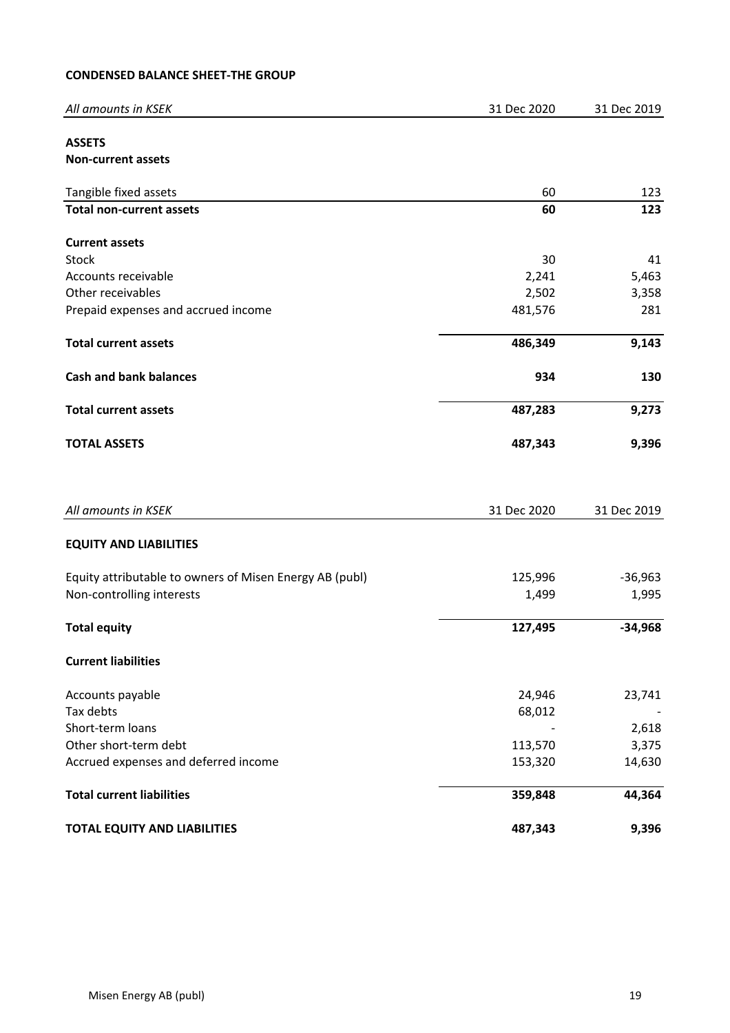**CONDENSED BALANCE SHEET-THE GROUP**

| *All amounts in KSEK* | 31 Dec 2020 | 31 Dec 2019 |
|---|---|---|
| **ASSETS** | | |
| **Non-current assets** | | |
| Tangible fixed assets | 60 | 123 |
| **Total non-current assets** | **60** | **123** |
| **Current assets** | | |
| Stock | 30 | 41 |
| Accounts receivable | 2,241 | 5,463 |
| Other receivables | 2,502 | 3,358 |
| Prepaid expenses and accrued income | 481,576 | 281 |
| **Total current assets** | **486,349** | **9,143** |
| **Cash and bank balances** | **934** | **130** |
| **Total current assets** | **487,283** | **9,273** |
| **TOTAL ASSETS** | **487,343** | **9,396** |

| *All amounts in KSEK* | 31 Dec 2020 | 31 Dec 2019 |
|---|---|---|
| **EQUITY AND LIABILITIES** | | |
| Equity attributable to owners of Misen Energy AB (publ) | 125,996 | -36,963 |
| Non-controlling interests | 1,499 | 1,995 |
| **Total equity** | **127,495** | **-34,968** |
| **Current liabilities** | | |
| Accounts payable | 24,946 | 23,741 |
| Tax debts | 68,012 | - |
| Short-term loans | - | 2,618 |
| Other short-term debt | 113,570 | 3,375 |
| Accrued expenses and deferred income | 153,320 | 14,630 |
| **Total current liabilities** | **359,848** | **44,364** |
| **TOTAL EQUITY AND LIABILITIES** | **487,343** | **9,396** |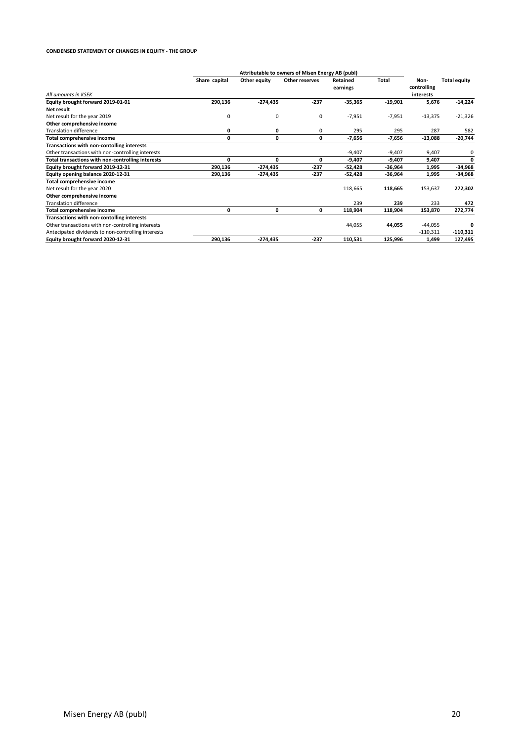**CONDENSED STATEMENT OF CHANGES IN EQUITY - THE GROUP**

| | Attributable to owners of Misen Energy AB (publ) | | | | | | |
|---|---|---|---|---|---|---|---|
| *All amounts in KSEK* | **Share capital** | **Other equity** | **Other reserves** | **Retained earnings** | **Total** | **Non-controlling interests** | **Total equity** |
| **Equity brought forward 2019-01-01** | **290,136** | **-274,435** | **-237** | **-35,365** | **-19,901** | **5,676** | **-14,224** |
| **Net result** | | | | | | | |
| Net result for the year 2019 | 0 | 0 | 0 | -7,951 | -7,951 | -13,375 | -21,326 |
| **Other comprehensive income** | | | | | | | |
| Translation difference | **0** | **0** | 0 | 295 | 295 | 287 | 582 |
| **Total comprehensive income** | **0** | **0** | **0** | **-7,656** | **-7,656** | **-13,088** | **-20,744** |
| **Transactions with non-contolling interests** | | | | | | | |
| Other transactions with non-controlling interests | | | | -9,407 | -9,407 | 9,407 | 0 |
| **Total transactions with non-controlling interests** | **0** | **0** | **0** | **-9,407** | **-9,407** | **9,407** | **0** |
| **Equity brought forward 2019-12-31** | **290,136** | **-274,435** | **-237** | **-52,428** | **-36,964** | **1,995** | **-34,968** |
| **Equity opening balance 2020-12-31** | **290,136** | **-274,435** | **-237** | **-52,428** | **-36,964** | **1,995** | **-34,968** |
| **Total comprehensive income** | | | | | | | |
| Net result for the year 2020 | | | | 118,665 | **118,665** | 153,637 | **272,302** |
| **Other comprehensive income** | | | | | | | |
| Translation difference | | | | 239 | **239** | 233 | **472** |
| **Total comprehensive income** | **0** | **0** | **0** | **118,904** | **118,904** | **153,870** | **272,774** |
| **Transactions with non-contolling interests** | | | | | | | |
| Other transactions with non-controlling interests | | | | 44,055 | **44,055** | -44,055 | **0** |
| Antecipated dividends to non-controlling interests | | | | | | -110,311 | **-110,311** |
| **Equity brought forward 2020-12-31** | **290,136** | **-274,435** | **-237** | **110,531** | **125,996** | **1,499** | **127,495** |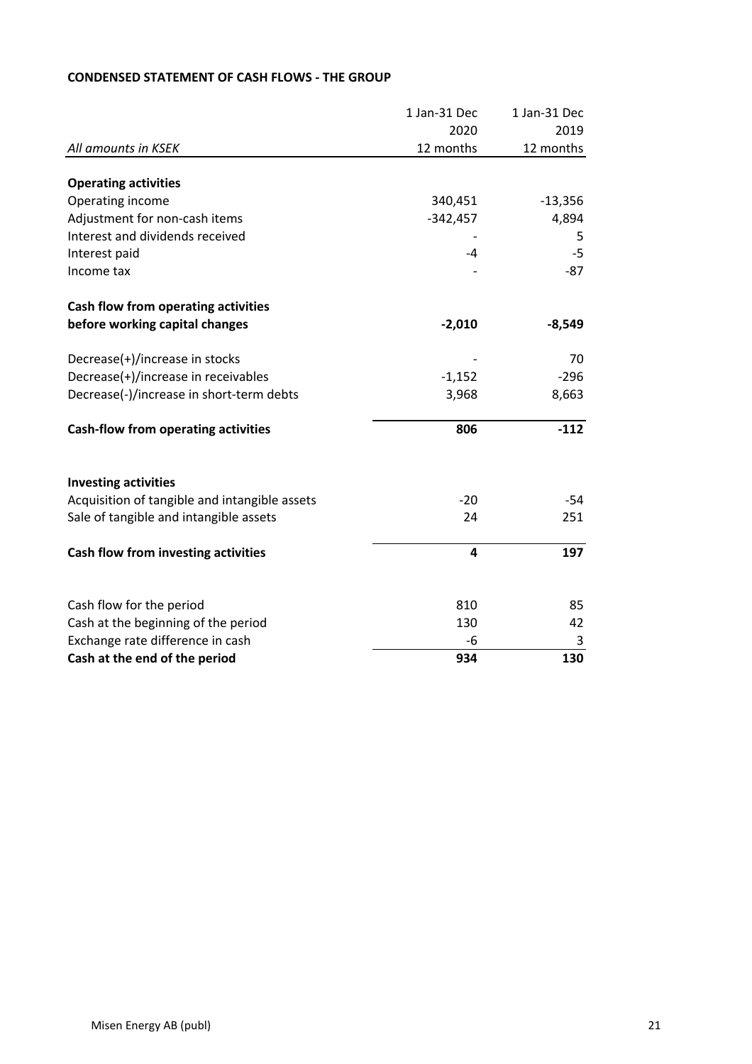**CONDENSED STATEMENT OF CASH FLOWS - THE GROUP**

| *All amounts in KSEK* | 1 Jan-31 Dec 2020 12 months | 1 Jan-31 Dec 2019 12 months |
|---|---|---|
| **Operating activities** | | |
| Operating income | 340,451 | -13,356 |
| Adjustment for non-cash items | -342,457 | 4,894 |
| Interest and dividends received | - | 5 |
| Interest paid | -4 | -5 |
| Income tax | - | -87 |
| **Cash flow from operating activities before working capital changes** | **-2,010** | **-8,549** |
| Decrease(+)/increase in stocks | - | 70 |
| Decrease(+)/increase in receivables | -1,152 | -296 |
| Decrease(-)/increase in short-term debts | 3,968 | 8,663 |
| **Cash-flow from operating activities** | **806** | **-112** |
| **Investing activities** | | |
| Acquisition of tangible and intangible assets | -20 | -54 |
| Sale of tangible and intangible assets | 24 | 251 |
| **Cash flow from investing activities** | **4** | **197** |
| Cash flow for the period | 810 | 85 |
| Cash at the beginning of the period | 130 | 42 |
| Exchange rate difference in cash | -6 | 3 |
| **Cash at the end of the period** | **934** | **130** |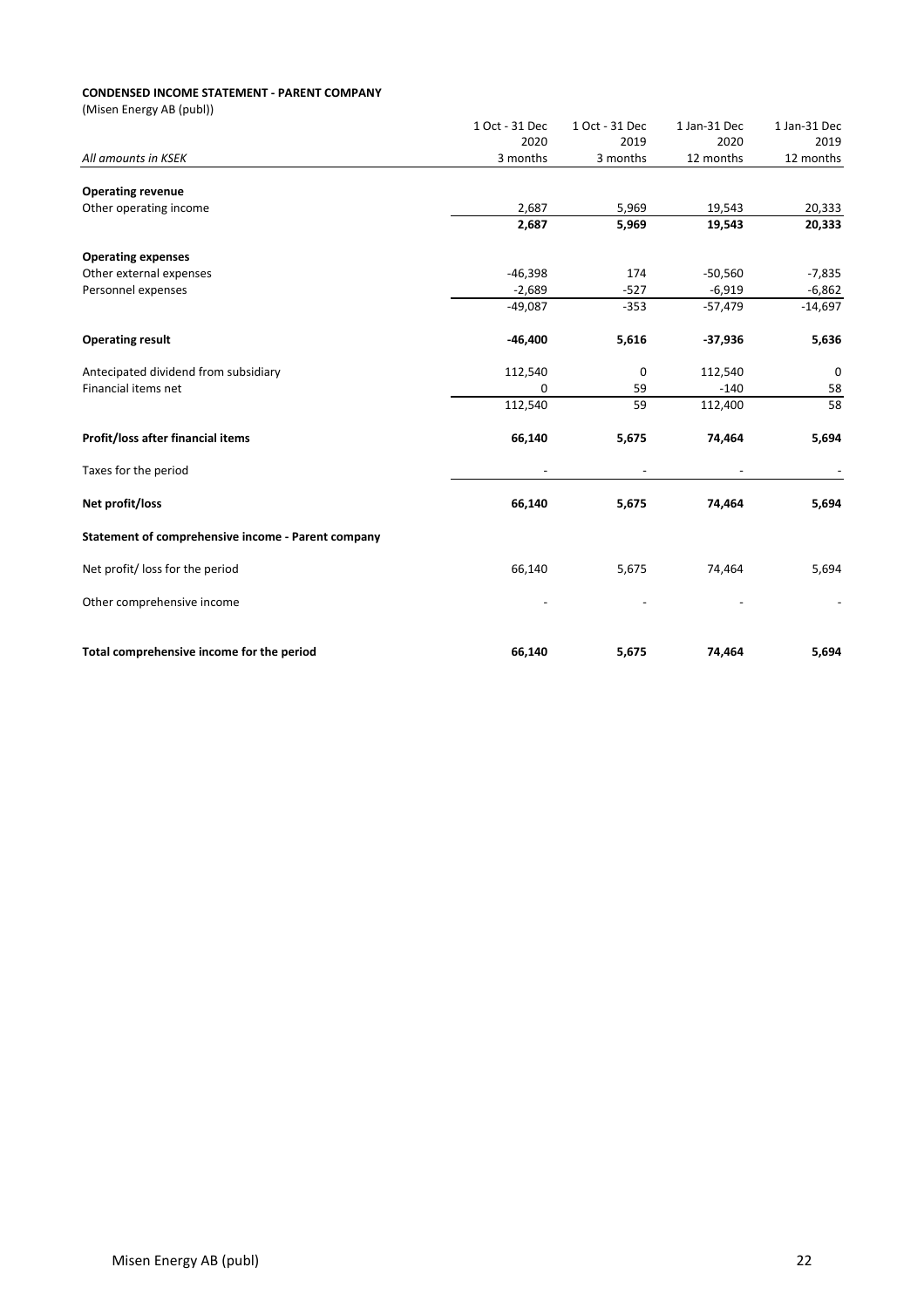**CONDENSED INCOME STATEMENT - PARENT COMPANY**

(Misen Energy AB (publ))

| *All amounts in KSEK* | 1 Oct - 31 Dec 2020 3 months | 1 Oct - 31 Dec 2019 3 months | 1 Jan-31 Dec 2020 12 months | 1 Jan-31 Dec 2019 12 months |
|---|---|---|---|---|
| **Operating revenue** | | | | |
| Other operating income | 2,687 | 5,969 | 19,543 | 20,333 |
| | **2,687** | **5,969** | **19,543** | **20,333** |
| **Operating expenses** | | | | |
| Other external expenses | -46,398 | 174 | -50,560 | -7,835 |
| Personnel expenses | -2,689 | -527 | -6,919 | -6,862 |
| | -49,087 | -353 | -57,479 | -14,697 |
| **Operating result** | **-46,400** | **5,616** | **-37,936** | **5,636** |
| Antecipated dividend from subsidiary | 112,540 | 0 | 112,540 | 0 |
| Financial items net | 0 | 59 | -140 | 58 |
| | 112,540 | 59 | 112,400 | 58 |
| **Profit/loss after financial items** | **66,140** | **5,675** | **74,464** | **5,694** |
| Taxes for the period | - | - | - | - |
| **Net profit/loss** | **66,140** | **5,675** | **74,464** | **5,694** |
| **Statement of comprehensive income - Parent company** | | | | |
| Net profit/ loss for the period | 66,140 | 5,675 | 74,464 | 5,694 |
| Other comprehensive income | - | - | - | - |
| **Total comprehensive income for the period** | **66,140** | **5,675** | **74,464** | **5,694** |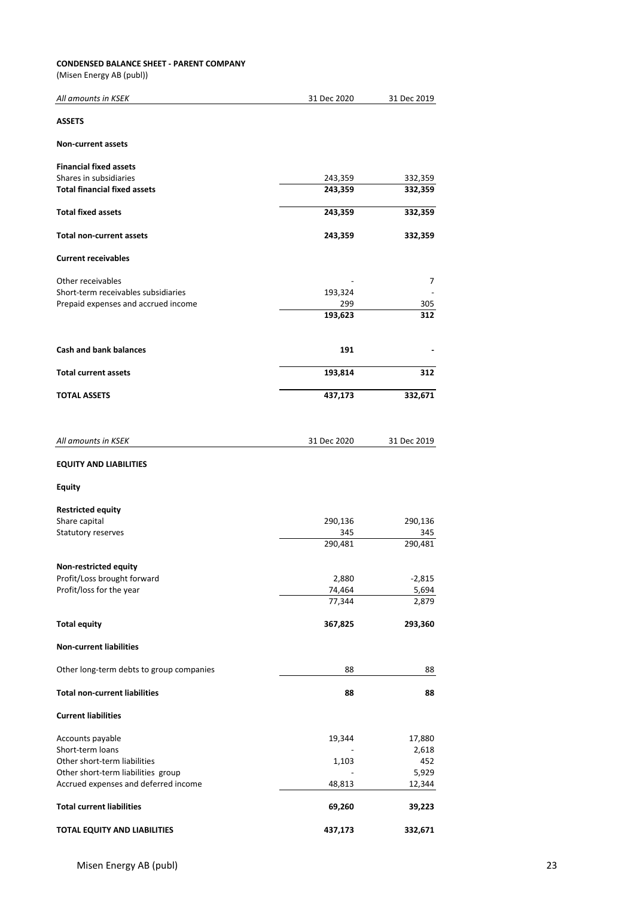**CONDENSED BALANCE SHEET - PARENT COMPANY**

(Misen Energy AB (publ))

| *All amounts in KSEK* | 31 Dec 2020 | 31 Dec 2019 |
|---|---|---|
| **ASSETS** | | |
| **Non-current assets** | | |
| **Financial fixed assets** | | |
| Shares in subsidiaries | 243,359 | 332,359 |
| **Total financial fixed assets** | **243,359** | **332,359** |
| **Total fixed assets** | **243,359** | **332,359** |
| **Total non-current assets** | **243,359** | **332,359** |
| **Current receivables** | | |
| Other receivables | - | 7 |
| Short-term receivables subsidiaries | 193,324 | - |
| Prepaid expenses and accrued income | 299 | 305 |
| | **193,623** | **312** |
| **Cash and bank balances** | **191** | **-** |
| **Total current assets** | **193,814** | **312** |
| **TOTAL ASSETS** | **437,173** | **332,671** |

| *All amounts in KSEK* | 31 Dec 2020 | 31 Dec 2019 |
|---|---|---|
| **EQUITY AND LIABILITIES** | | |
| **Equity** | | |
| **Restricted equity** | | |
| Share capital | 290,136 | 290,136 |
| Statutory reserves | 345 | 345 |
| | 290,481 | 290,481 |
| **Non-restricted equity** | | |
| Profit/Loss brought forward | 2,880 | -2,815 |
| Profit/loss for the year | 74,464 | 5,694 |
| | 77,344 | 2,879 |
| **Total equity** | **367,825** | **293,360** |
| **Non-current liabilities** | | |
| Other long-term debts to group companies | 88 | 88 |
| **Total non-current liabilities** | **88** | **88** |
| **Current liabilities** | | |
| Accounts payable | 19,344 | 17,880 |
| Short-term loans | - | 2,618 |
| Other short-term liabilities | 1,103 | 452 |
| Other short-term liabilities group | - | 5,929 |
| Accrued expenses and deferred income | 48,813 | 12,344 |
| **Total current liabilities** | **69,260** | **39,223** |
| **TOTAL EQUITY AND LIABILITIES** | **437,173** | **332,671** |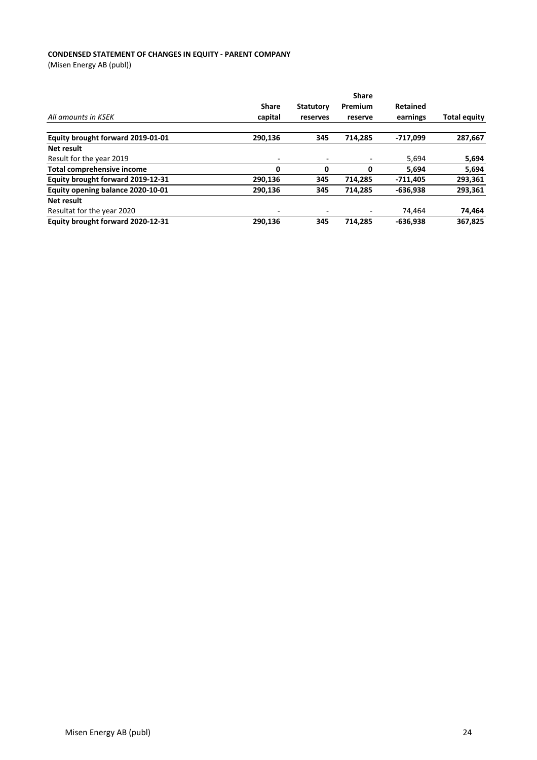**CONDENSED STATEMENT OF CHANGES IN EQUITY - PARENT COMPANY**

(Misen Energy AB (publ))

| *All amounts in KSEK* | Share capital | Statutory reserves | Share Premium reserve | Retained earnings | Total equity |
|---|---|---|---|---|---|
| **Equity brought forward 2019-01-01** | **290,136** | **345** | **714,285** | **-717,099** | **287,667** |
| **Net result** | | | | | |
| Result for the year 2019 | - | - | - | 5,694 | **5,694** |
| **Total comprehensive income** | **0** | **0** | **0** | **5,694** | **5,694** |
| **Equity brought forward 2019-12-31** | **290,136** | **345** | **714,285** | **-711,405** | **293,361** |
| **Equity opening balance 2020-10-01** | **290,136** | **345** | **714,285** | **-636,938** | **293,361** |
| **Net result** | | | | | |
| Resultat for the year 2020 | - | - | - | 74,464 | **74,464** |
| **Equity brought forward 2020-12-31** | **290,136** | **345** | **714,285** | **-636,938** | **367,825** |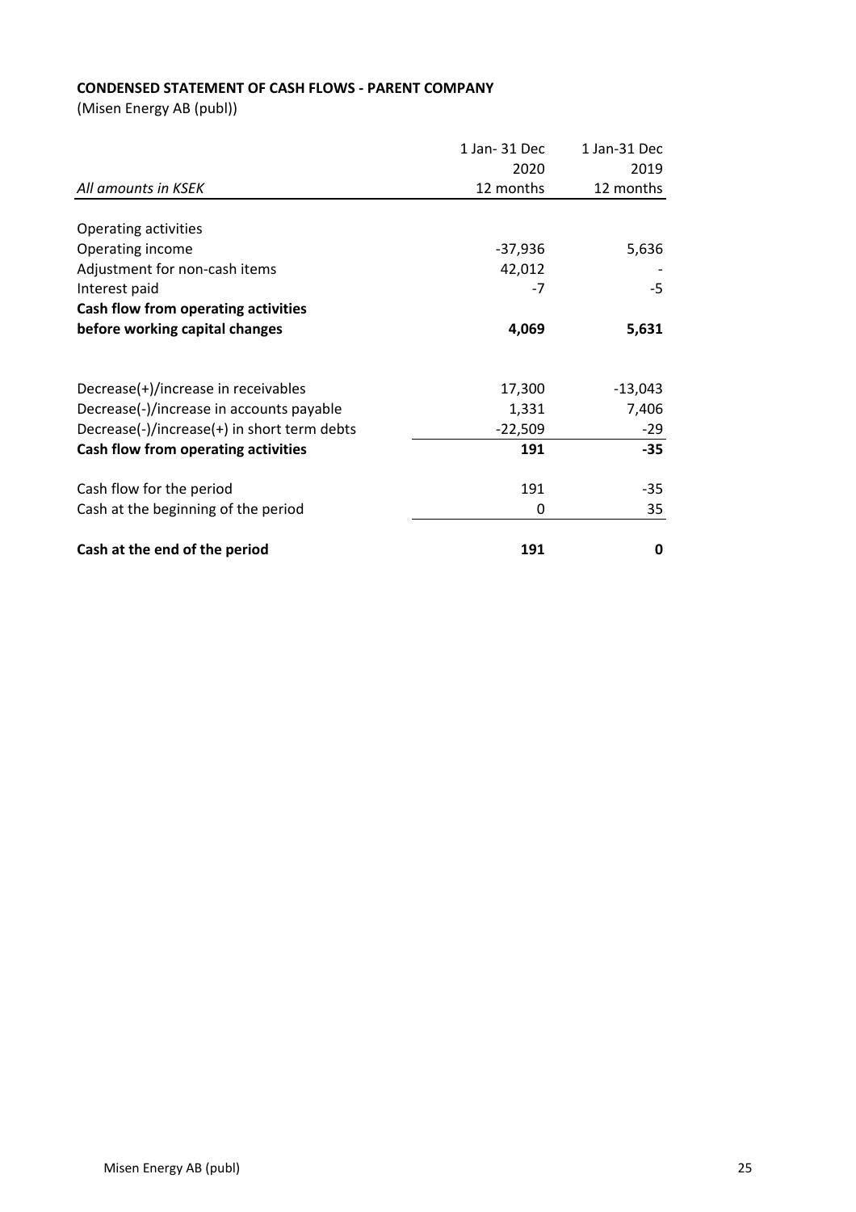**CONDENSED STATEMENT OF CASH FLOWS - PARENT COMPANY**

(Misen Energy AB (publ))

| *All amounts in KSEK* | 1 Jan- 31 Dec 2020 12 months | 1 Jan-31 Dec 2019 12 months |
|---|---|---|
| Operating activities | | |
| Operating income | -37,936 | 5,636 |
| Adjustment for non-cash items | 42,012 | - |
| Interest paid | -7 | -5 |
| **Cash flow from operating activities before working capital changes** | **4,069** | **5,631** |
| Decrease(+)/increase in receivables | 17,300 | -13,043 |
| Decrease(-)/increase in accounts payable | 1,331 | 7,406 |
| Decrease(-)/increase(+) in short term debts | -22,509 | -29 |
| **Cash flow from operating activities** | **191** | **-35** |
| Cash flow for the period | 191 | -35 |
| Cash at the beginning of the period | 0 | 35 |
| **Cash at the end of the period** | **191** | **0** |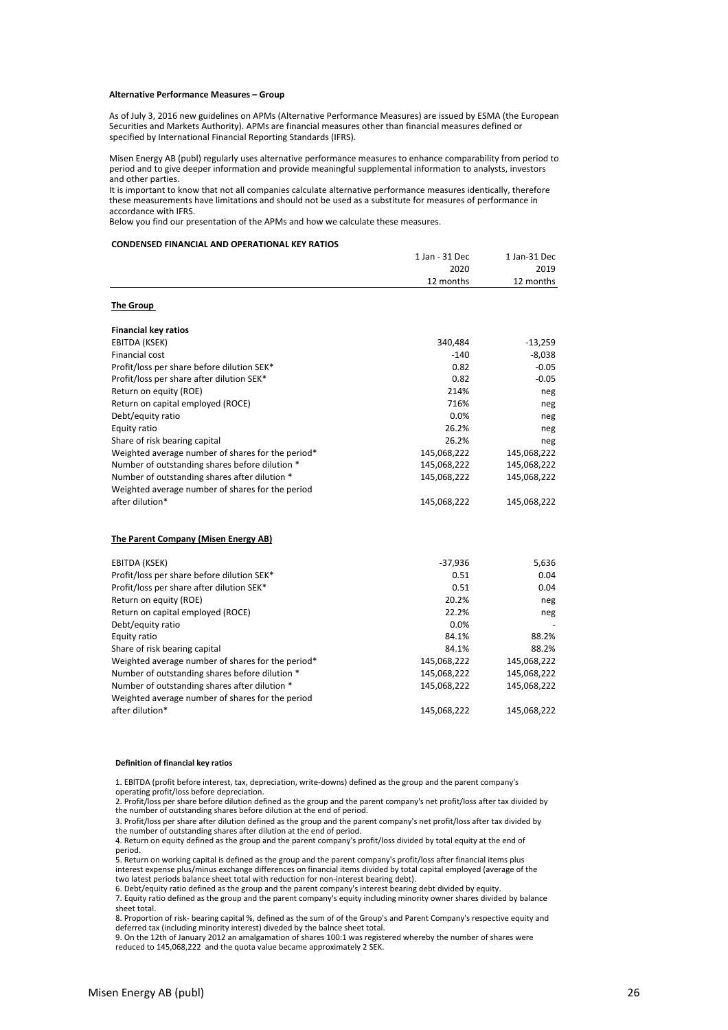**Alternative Performance Measures – Group**

As of July 3, 2016 new guidelines on APMs (Alternative Performance Measures) are issued by ESMA (the European Securities and Markets Authority). APMs are financial measures other than financial measures defined or specified by International Financial Reporting Standards (IFRS).

Misen Energy AB (publ) regularly uses alternative performance measures to enhance comparability from period to period and to give deeper information and provide meaningful supplemental information to analysts, investors and other parties.
It is important to know that not all companies calculate alternative performance measures identically, therefore these measurements have limitations and should not be used as a substitute for measures of performance in accordance with IFRS.
Below you find our presentation of the APMs and how we calculate these measures.

**CONDENSED FINANCIAL AND OPERATIONAL KEY RATIOS**

| | 1 Jan - 31 Dec 2020 12 months | 1 Jan-31 Dec 2019 12 months |
|---|---|---|
| **The Group** | | |
| **Financial key ratios** | | |
| EBITDA (KSEK) | 340,484 | -13,259 |
| Financial cost | -140 | -8,038 |
| Profit/loss per share before dilution SEK* | 0.82 | -0.05 |
| Profit/loss per share after dilution SEK* | 0.82 | -0.05 |
| Return on equity (ROE) | 214% | neg |
| Return on capital employed (ROCE) | 716% | neg |
| Debt/equity ratio | 0.0% | neg |
| Equity ratio | 26.2% | neg |
| Share of risk bearing capital | 26.2% | neg |
| Weighted average number of shares for the period* | 145,068,222 | 145,068,222 |
| Number of outstanding shares before dilution * | 145,068,222 | 145,068,222 |
| Number of outstanding shares after dilution * | 145,068,222 | 145,068,222 |
| Weighted average number of shares for the period after dilution* | 145,068,222 | 145,068,222 |
| **The Parent Company (Misen Energy AB)** | | |
| EBITDA (KSEK) | -37,936 | 5,636 |
| Profit/loss per share before dilution SEK* | 0.51 | 0.04 |
| Profit/loss per share after dilution SEK* | 0.51 | 0.04 |
| Return on equity (ROE) | 20.2% | neg |
| Return on capital employed (ROCE) | 22.2% | neg |
| Debt/equity ratio | 0.0% | - |
| Equity ratio | 84.1% | 88.2% |
| Share of risk bearing capital | 84.1% | 88.2% |
| Weighted average number of shares for the period* | 145,068,222 | 145,068,222 |
| Number of outstanding shares before dilution * | 145,068,222 | 145,068,222 |
| Number of outstanding shares after dilution * | 145,068,222 | 145,068,222 |
| Weighted average number of shares for the period after dilution* | 145,068,222 | 145,068,222 |

**Definition of financial key ratios**

1. EBITDA (profit before interest, tax, depreciation, write-downs) defined as the group and the parent company's operating profit/loss before depreciation.
2. Profit/loss per share before dilution defined as the group and the parent company's net profit/loss after tax divided by the number of outstanding shares before dilution at the end of period.
3. Profit/loss per share after dilution defined as the group and the parent company's net profit/loss after tax divided by the number of outstanding shares after dilution at the end of period.
4. Return on equity defined as the group and the parent company's profit/loss divided by total equity at the end of period.
5. Return on working capital is defined as the group and the parent company's profit/loss after financial items plus interest expense plus/minus exchange differences on financial items divided by total capital employed (average of the two latest periods balance sheet total with reduction for non-interest bearing debt).
6. Debt/equity ratio defined as the group and the parent company's interest bearing debt divided by equity.
7. Equity ratio defined as the group and the parent company's equity including minority owner shares divided by balance sheet total.
8. Proportion of risk- bearing capital %, defined as the sum of of the Group's and Parent Company's respective equity and deferred tax (including minority interest) diveded by the balnce sheet total.
9. On the 12th of January 2012 an amalgamation of shares 100:1 was registered whereby the number of shares were reduced to 145,068,222 and the quota value became approximately 2 SEK.